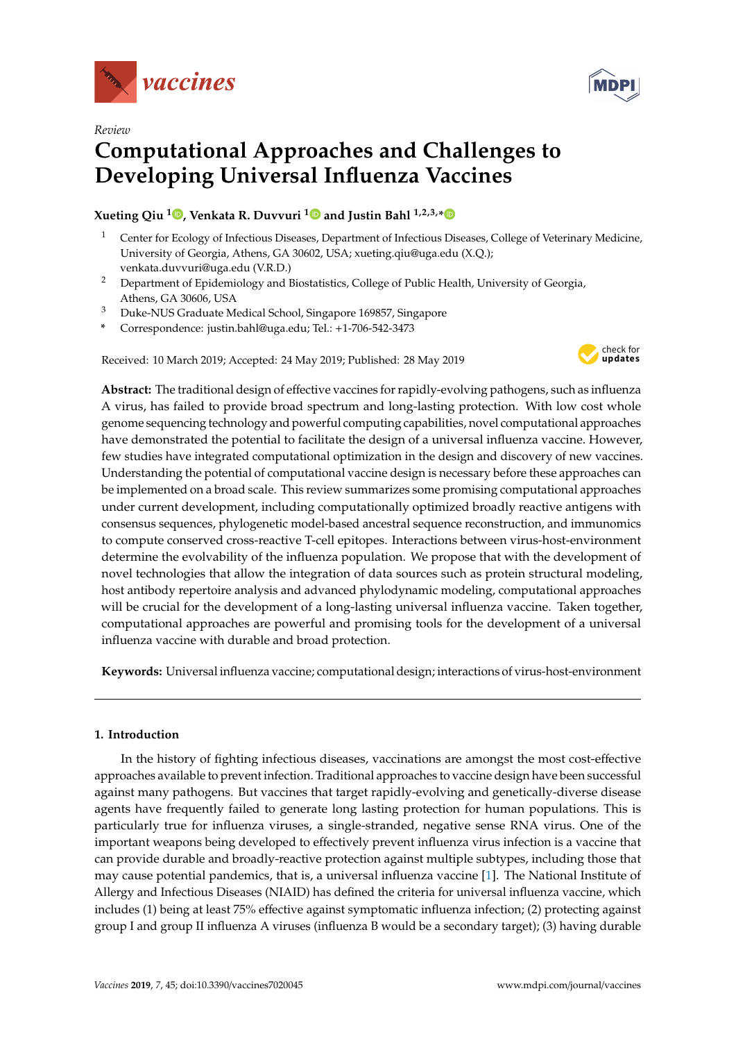*Review*

# Computational Approaches and Challenges to Developing Universal Influenza Vaccines

**Xueting Qiu [1], Venkata R. Duvvuri [1] and Justin Bahl [1,2,3,*]**

[1] Center for Ecology of Infectious Diseases, Department of Infectious Diseases, College of Veterinary Medicine, University of Georgia, Athens, GA 30602, USA; xueting.qiu@uga.edu (X.Q.); venkata.duvvuri@uga.edu (V.R.D.)

[2] Department of Epidemiology and Biostatistics, College of Public Health, University of Georgia, Athens, GA 30606, USA

[3] Duke-NUS Graduate Medical School, Singapore 169857, Singapore

\* Correspondence: justin.bahl@uga.edu; Tel.: +1-706-542-3473

Received: 10 March 2019; Accepted: 24 May 2019; Published: 28 May 2019

**Abstract:** The traditional design of effective vaccines for rapidly-evolving pathogens, such as influenza A virus, has failed to provide broad spectrum and long-lasting protection. With low cost whole genome sequencing technology and powerful computing capabilities, novel computational approaches have demonstrated the potential to facilitate the design of a universal influenza vaccine. However, few studies have integrated computational optimization in the design and discovery of new vaccines. Understanding the potential of computational vaccine design is necessary before these approaches can be implemented on a broad scale. This review summarizes some promising computational approaches under current development, including computationally optimized broadly reactive antigens with consensus sequences, phylogenetic model-based ancestral sequence reconstruction, and immunomics to compute conserved cross-reactive T-cell epitopes. Interactions between virus-host-environment determine the evolvability of the influenza population. We propose that with the development of novel technologies that allow the integration of data sources such as protein structural modeling, host antibody repertoire analysis and advanced phylodynamic modeling, computational approaches will be crucial for the development of a long-lasting universal influenza vaccine. Taken together, computational approaches are powerful and promising tools for the development of a universal influenza vaccine with durable and broad protection.

**Keywords:** Universal influenza vaccine; computational design; interactions of virus-host-environment

## 1. Introduction

In the history of fighting infectious diseases, vaccinations are amongst the most cost-effective approaches available to prevent infection. Traditional approaches to vaccine design have been successful against many pathogens. But vaccines that target rapidly-evolving and genetically-diverse disease agents have frequently failed to generate long lasting protection for human populations. This is particularly true for influenza viruses, a single-stranded, negative sense RNA virus. One of the important weapons being developed to effectively prevent influenza virus infection is a vaccine that can provide durable and broadly-reactive protection against multiple subtypes, including those that may cause potential pandemics, that is, a universal influenza vaccine [1]. The National Institute of Allergy and Infectious Diseases (NIAID) has defined the criteria for universal influenza vaccine, which includes (1) being at least 75% effective against symptomatic influenza infection; (2) protecting against group I and group II influenza A viruses (influenza B would be a secondary target); (3) having durable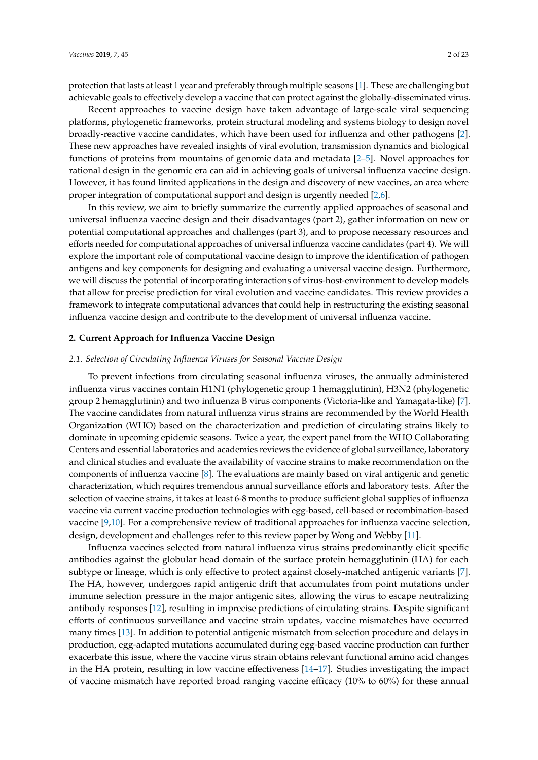protection that lasts at least 1 year and preferably through multiple seasons [1]. These are challenging but achievable goals to effectively develop a vaccine that can protect against the globally-disseminated virus.

Recent approaches to vaccine design have taken advantage of large-scale viral sequencing platforms, phylogenetic frameworks, protein structural modeling and systems biology to design novel broadly-reactive vaccine candidates, which have been used for influenza and other pathogens [2]. These new approaches have revealed insights of viral evolution, transmission dynamics and biological functions of proteins from mountains of genomic data and metadata [2–5]. Novel approaches for rational design in the genomic era can aid in achieving goals of universal influenza vaccine design. However, it has found limited applications in the design and discovery of new vaccines, an area where proper integration of computational support and design is urgently needed [2,6].

In this review, we aim to briefly summarize the currently applied approaches of seasonal and universal influenza vaccine design and their disadvantages (part 2), gather information on new or potential computational approaches and challenges (part 3), and to propose necessary resources and efforts needed for computational approaches of universal influenza vaccine candidates (part 4). We will explore the important role of computational vaccine design to improve the identification of pathogen antigens and key components for designing and evaluating a universal vaccine design. Furthermore, we will discuss the potential of incorporating interactions of virus-host-environment to develop models that allow for precise prediction for viral evolution and vaccine candidates. This review provides a framework to integrate computational advances that could help in restructuring the existing seasonal influenza vaccine design and contribute to the development of universal influenza vaccine.

## 2. Current Approach for Influenza Vaccine Design

### 2.1. Selection of Circulating Influenza Viruses for Seasonal Vaccine Design

To prevent infections from circulating seasonal influenza viruses, the annually administered influenza virus vaccines contain H1N1 (phylogenetic group 1 hemagglutinin), H3N2 (phylogenetic group 2 hemagglutinin) and two influenza B virus components (Victoria-like and Yamagata-like) [7]. The vaccine candidates from natural influenza virus strains are recommended by the World Health Organization (WHO) based on the characterization and prediction of circulating strains likely to dominate in upcoming epidemic seasons. Twice a year, the expert panel from the WHO Collaborating Centers and essential laboratories and academies reviews the evidence of global surveillance, laboratory and clinical studies and evaluate the availability of vaccine strains to make recommendation on the components of influenza vaccine [8]. The evaluations are mainly based on viral antigenic and genetic characterization, which requires tremendous annual surveillance efforts and laboratory tests. After the selection of vaccine strains, it takes at least 6-8 months to produce sufficient global supplies of influenza vaccine via current vaccine production technologies with egg-based, cell-based or recombination-based vaccine [9,10]. For a comprehensive review of traditional approaches for influenza vaccine selection, design, development and challenges refer to this review paper by Wong and Webby [11].

Influenza vaccines selected from natural influenza virus strains predominantly elicit specific antibodies against the globular head domain of the surface protein hemagglutinin (HA) for each subtype or lineage, which is only effective to protect against closely-matched antigenic variants [7]. The HA, however, undergoes rapid antigenic drift that accumulates from point mutations under immune selection pressure in the major antigenic sites, allowing the virus to escape neutralizing antibody responses [12], resulting in imprecise predictions of circulating strains. Despite significant efforts of continuous surveillance and vaccine strain updates, vaccine mismatches have occurred many times [13]. In addition to potential antigenic mismatch from selection procedure and delays in production, egg-adapted mutations accumulated during egg-based vaccine production can further exacerbate this issue, where the vaccine virus strain obtains relevant functional amino acid changes in the HA protein, resulting in low vaccine effectiveness [14–17]. Studies investigating the impact of vaccine mismatch have reported broad ranging vaccine efficacy (10% to 60%) for these annual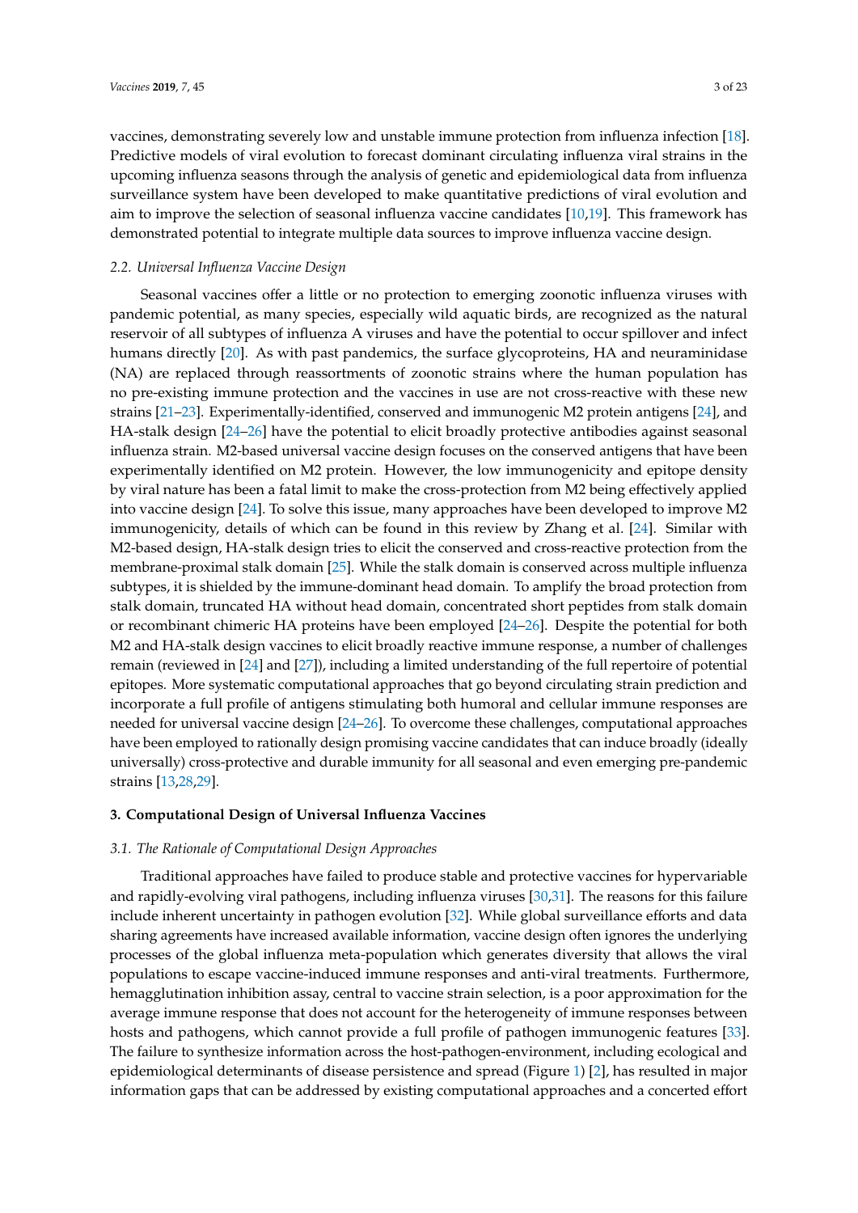vaccines, demonstrating severely low and unstable immune protection from influenza infection [18]. Predictive models of viral evolution to forecast dominant circulating influenza viral strains in the upcoming influenza seasons through the analysis of genetic and epidemiological data from influenza surveillance system have been developed to make quantitative predictions of viral evolution and aim to improve the selection of seasonal influenza vaccine candidates [10,19]. This framework has demonstrated potential to integrate multiple data sources to improve influenza vaccine design.

### *2.2. Universal Influenza Vaccine Design*

Seasonal vaccines offer a little or no protection to emerging zoonotic influenza viruses with pandemic potential, as many species, especially wild aquatic birds, are recognized as the natural reservoir of all subtypes of influenza A viruses and have the potential to occur spillover and infect humans directly [20]. As with past pandemics, the surface glycoproteins, HA and neuraminidase (NA) are replaced through reassortments of zoonotic strains where the human population has no pre-existing immune protection and the vaccines in use are not cross-reactive with these new strains [21–23]. Experimentally-identified, conserved and immunogenic M2 protein antigens [24], and HA-stalk design [24–26] have the potential to elicit broadly protective antibodies against seasonal influenza strain. M2-based universal vaccine design focuses on the conserved antigens that have been experimentally identified on M2 protein. However, the low immunogenicity and epitope density by viral nature has been a fatal limit to make the cross-protection from M2 being effectively applied into vaccine design [24]. To solve this issue, many approaches have been developed to improve M2 immunogenicity, details of which can be found in this review by Zhang et al. [24]. Similar with M2-based design, HA-stalk design tries to elicit the conserved and cross-reactive protection from the membrane-proximal stalk domain [25]. While the stalk domain is conserved across multiple influenza subtypes, it is shielded by the immune-dominant head domain. To amplify the broad protection from stalk domain, truncated HA without head domain, concentrated short peptides from stalk domain or recombinant chimeric HA proteins have been employed [24–26]. Despite the potential for both M2 and HA-stalk design vaccines to elicit broadly reactive immune response, a number of challenges remain (reviewed in [24] and [27]), including a limited understanding of the full repertoire of potential epitopes. More systematic computational approaches that go beyond circulating strain prediction and incorporate a full profile of antigens stimulating both humoral and cellular immune responses are needed for universal vaccine design [24–26]. To overcome these challenges, computational approaches have been employed to rationally design promising vaccine candidates that can induce broadly (ideally universally) cross-protective and durable immunity for all seasonal and even emerging pre-pandemic strains [13,28,29].

## **3. Computational Design of Universal Influenza Vaccines**

### *3.1. The Rationale of Computational Design Approaches*

Traditional approaches have failed to produce stable and protective vaccines for hypervariable and rapidly-evolving viral pathogens, including influenza viruses [30,31]. The reasons for this failure include inherent uncertainty in pathogen evolution [32]. While global surveillance efforts and data sharing agreements have increased available information, vaccine design often ignores the underlying processes of the global influenza meta-population which generates diversity that allows the viral populations to escape vaccine-induced immune responses and anti-viral treatments. Furthermore, hemagglutination inhibition assay, central to vaccine strain selection, is a poor approximation for the average immune response that does not account for the heterogeneity of immune responses between hosts and pathogens, which cannot provide a full profile of pathogen immunogenic features [33]. The failure to synthesize information across the host-pathogen-environment, including ecological and epidemiological determinants of disease persistence and spread (Figure 1) [2], has resulted in major information gaps that can be addressed by existing computational approaches and a concerted effort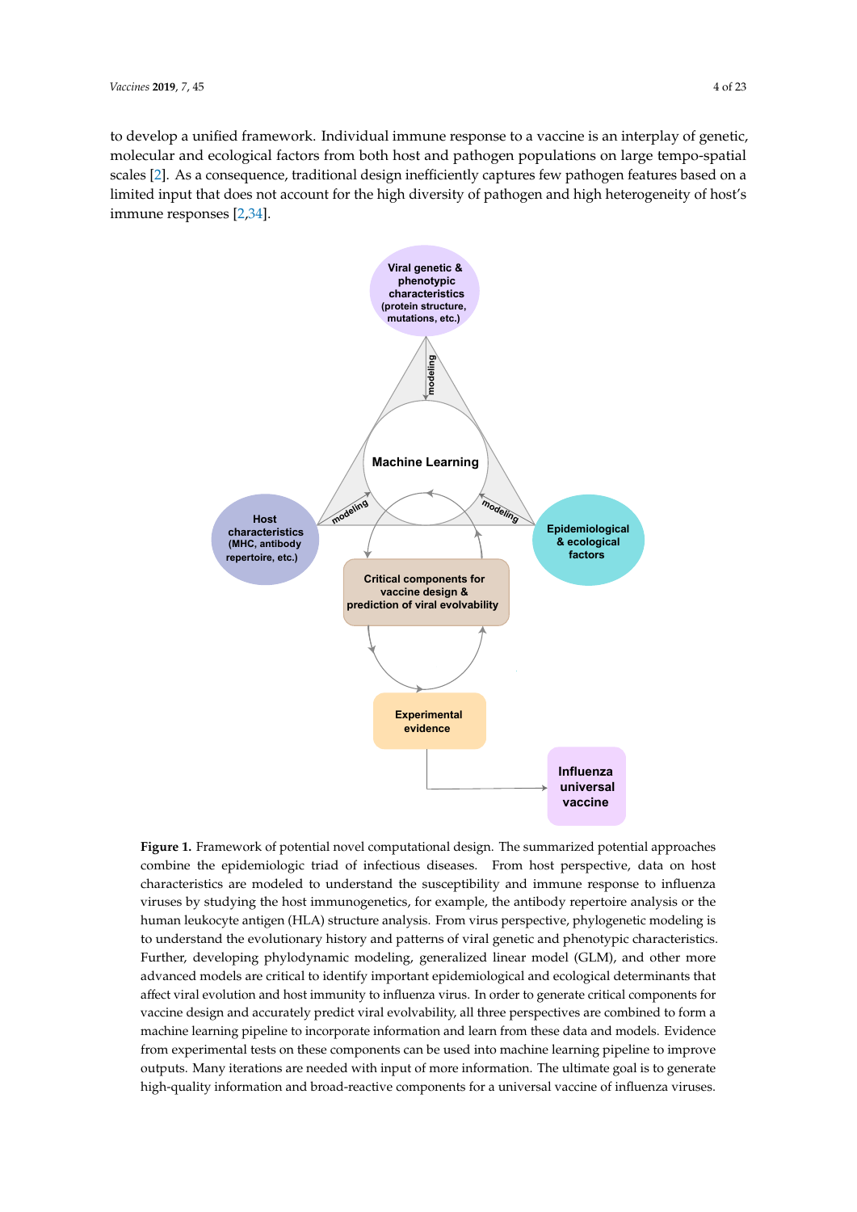to develop a unified framework. Individual immune response to a vaccine is an interplay of genetic, molecular and ecological factors from both host and pathogen populations on large tempo-spatial scales [2]. As a consequence, traditional design inefficiently captures few pathogen features based on a limited input that does not account for the high diversity of pathogen and high heterogeneity of host's immune responses [2,34].

**Figure 1.** Framework of potential novel computational design. The summarized potential approaches combine the epidemiologic triad of infectious diseases. From host perspective, data on host characteristics are modeled to understand the susceptibility and immune response to influenza viruses by studying the host immunogenetics, for example, the antibody repertoire analysis or the human leukocyte antigen (HLA) structure analysis. From virus perspective, phylogenetic modeling is to understand the evolutionary history and patterns of viral genetic and phenotypic characteristics. Further, developing phylodynamic modeling, generalized linear model (GLM), and other more advanced models are critical to identify important epidemiological and ecological determinants that affect viral evolution and host immunity to influenza virus. In order to generate critical components for vaccine design and accurately predict viral evolvability, all three perspectives are combined to form a machine learning pipeline to incorporate information and learn from these data and models. Evidence from experimental tests on these components can be used into machine learning pipeline to improve outputs. Many iterations are needed with input of more information. The ultimate goal is to generate high-quality information and broad-reactive components for a universal vaccine of influenza viruses.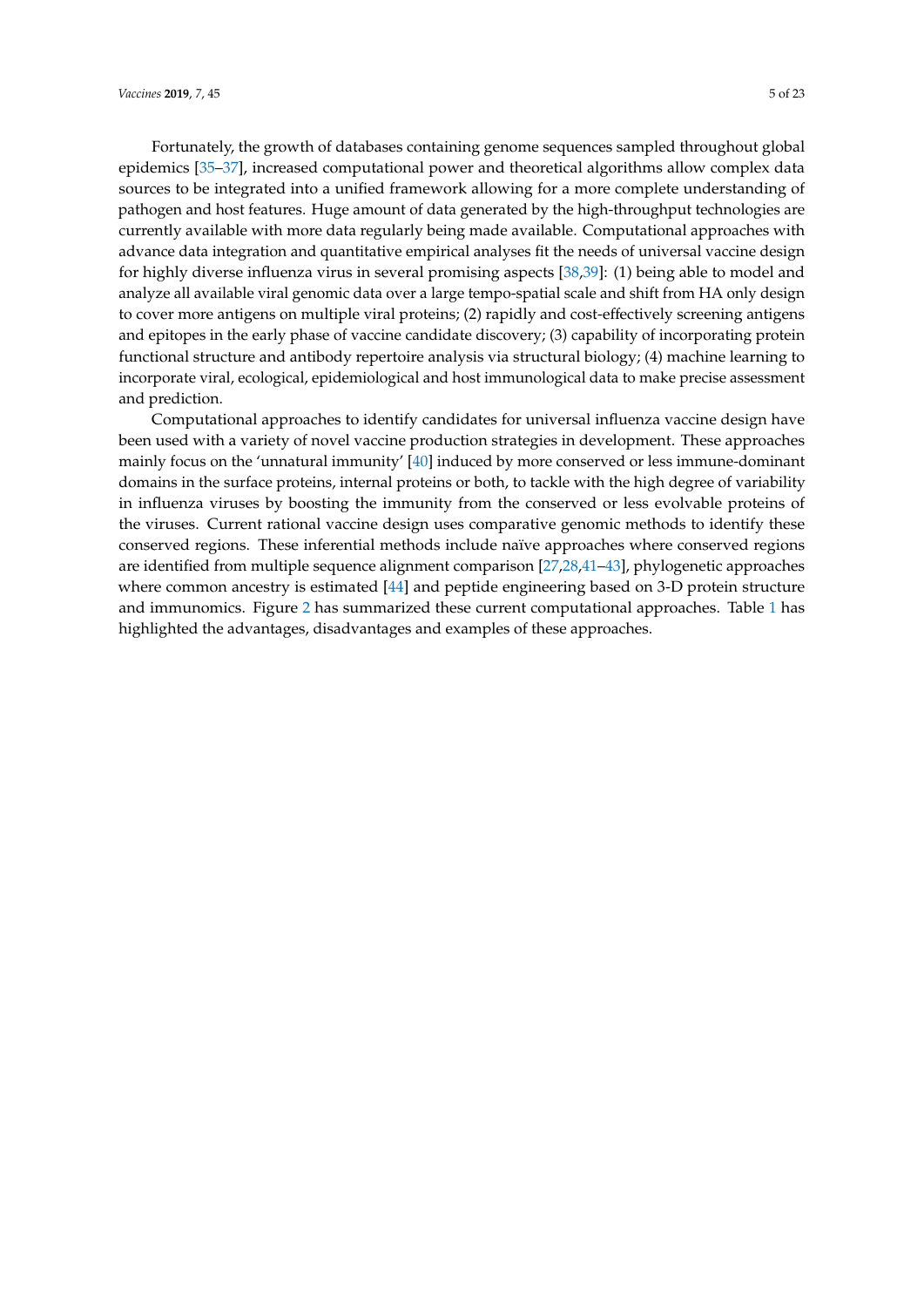Fortunately, the growth of databases containing genome sequences sampled throughout global epidemics [35–37], increased computational power and theoretical algorithms allow complex data sources to be integrated into a unified framework allowing for a more complete understanding of pathogen and host features. Huge amount of data generated by the high-throughput technologies are currently available with more data regularly being made available. Computational approaches with advance data integration and quantitative empirical analyses fit the needs of universal vaccine design for highly diverse influenza virus in several promising aspects [38,39]: (1) being able to model and analyze all available viral genomic data over a large tempo-spatial scale and shift from HA only design to cover more antigens on multiple viral proteins; (2) rapidly and cost-effectively screening antigens and epitopes in the early phase of vaccine candidate discovery; (3) capability of incorporating protein functional structure and antibody repertoire analysis via structural biology; (4) machine learning to incorporate viral, ecological, epidemiological and host immunological data to make precise assessment and prediction.

Computational approaches to identify candidates for universal influenza vaccine design have been used with a variety of novel vaccine production strategies in development. These approaches mainly focus on the 'unnatural immunity' [40] induced by more conserved or less immune-dominant domains in the surface proteins, internal proteins or both, to tackle with the high degree of variability in influenza viruses by boosting the immunity from the conserved or less evolvable proteins of the viruses. Current rational vaccine design uses comparative genomic methods to identify these conserved regions. These inferential methods include naïve approaches where conserved regions are identified from multiple sequence alignment comparison [27,28,41–43], phylogenetic approaches where common ancestry is estimated [44] and peptide engineering based on 3-D protein structure and immunomics. Figure 2 has summarized these current computational approaches. Table 1 has highlighted the advantages, disadvantages and examples of these approaches.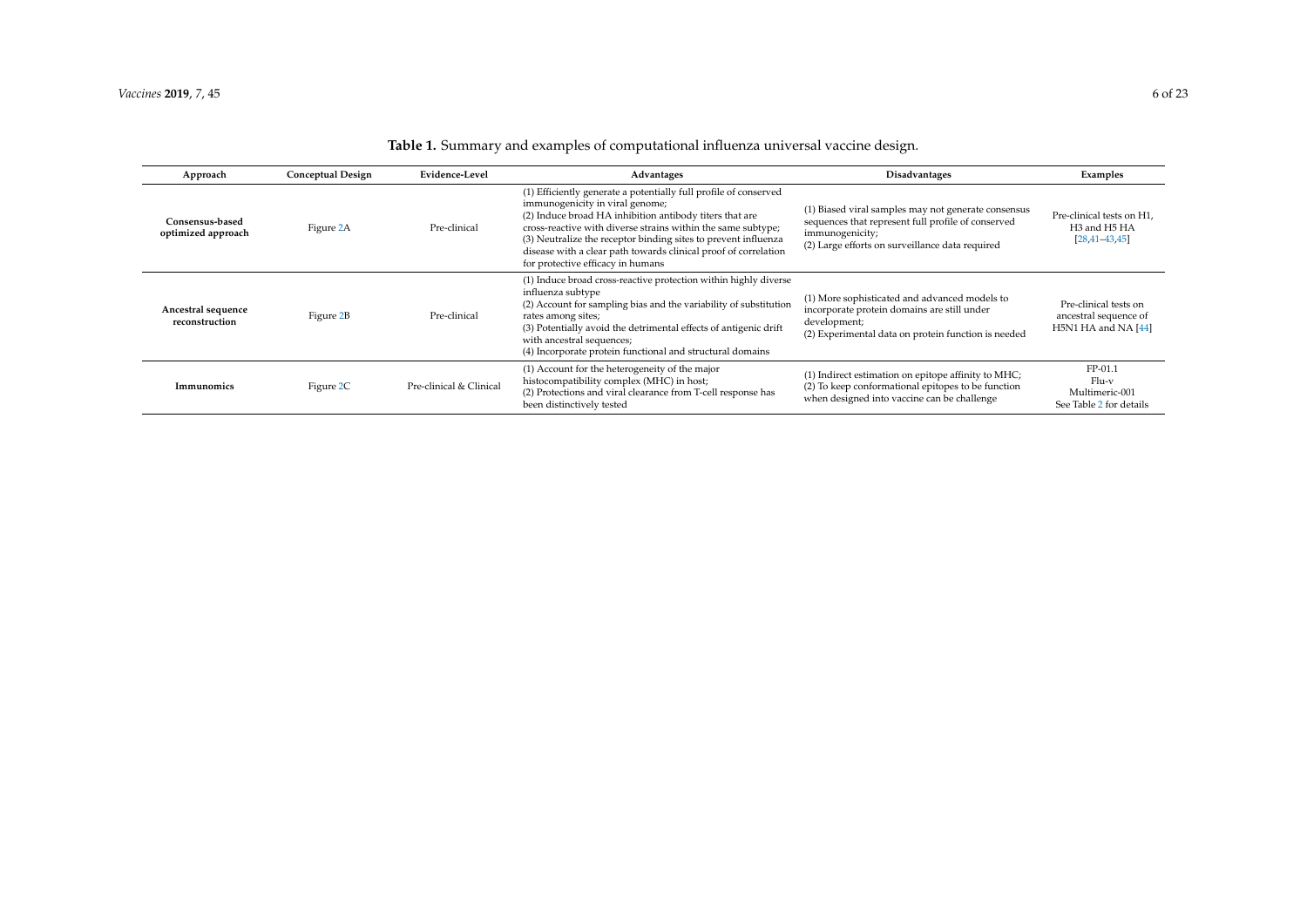**Table 1.** Summary and examples of computational influenza universal vaccine design.

| Approach | Conceptual Design | Evidence-Level | Advantages | Disadvantages | Examples |
| --- | --- | --- | --- | --- | --- |
| **Consensus-based optimized approach** | Figure 2A | Pre-clinical | (1) Efficiently generate a potentially full profile of conserved immunogenicity in viral genome;<br>(2) Induce broad HA inhibition antibody titers that are cross-reactive with diverse strains within the same subtype;<br>(3) Neutralize the receptor binding sites to prevent influenza disease with a clear path towards clinical proof of correlation for protective efficacy in humans | (1) Biased viral samples may not generate consensus sequences that represent full profile of conserved immunogenicity;<br>(2) Large efforts on surveillance data required | Pre-clinical tests on H1, H3 and H5 HA [28,41–43,45] |
| **Ancestral sequence reconstruction** | Figure 2B | Pre-clinical | (1) Induce broad cross-reactive protection within highly diverse influenza subtype<br>(2) Account for sampling bias and the variability of substitution rates among sites;<br>(3) Potentially avoid the detrimental effects of antigenic drift with ancestral sequences;<br>(4) Incorporate protein functional and structural domains | (1) More sophisticated and advanced models to incorporate protein domains are still under development;<br>(2) Experimental data on protein function is needed | Pre-clinical tests on ancestral sequence of H5N1 HA and NA [44] |
| **Immunomics** | Figure 2C | Pre-clinical & Clinical | (1) Account for the heterogeneity of the major histocompatibility complex (MHC) in host;<br>(2) Protections and viral clearance from T-cell response has been distinctively tested | (1) Indirect estimation on epitope affinity to MHC;<br>(2) To keep conformational epitopes to be function when designed into vaccine can be challenge | FP-01.1<br>Flu-v<br>Multimeric-001<br>See Table 2 for details |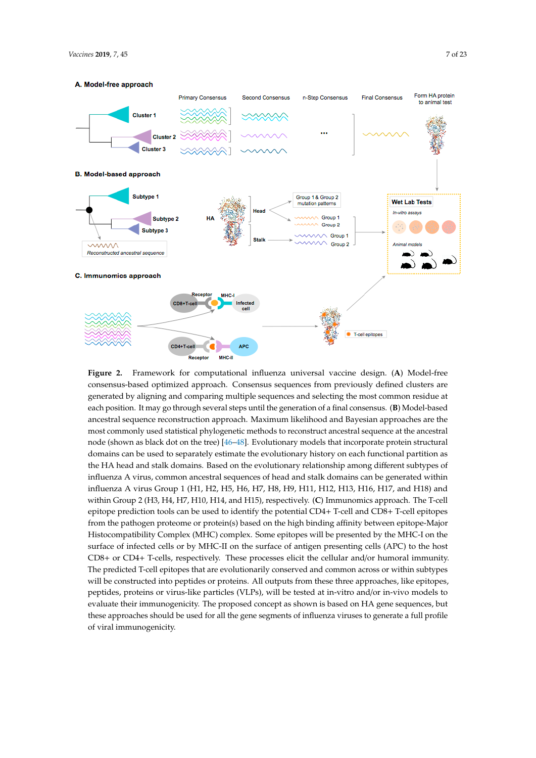**Figure 2.** Framework for computational influenza universal vaccine design. (**A**) Model-free consensus-based optimized approach. Consensus sequences from previously defined clusters are generated by aligning and comparing multiple sequences and selecting the most common residue at each position. It may go through several steps until the generation of a final consensus. (**B**) Model-based ancestral sequence reconstruction approach. Maximum likelihood and Bayesian approaches are the most commonly used statistical phylogenetic methods to reconstruct ancestral sequence at the ancestral node (shown as black dot on the tree) [46–48]. Evolutionary models that incorporate protein structural domains can be used to separately estimate the evolutionary history on each functional partition as the HA head and stalk domains. Based on the evolutionary relationship among different subtypes of influenza A virus, common ancestral sequences of head and stalk domains can be generated within influenza A virus Group 1 (H1, H2, H5, H6, H7, H8, H9, H11, H12, H13, H16, H17, and H18) and within Group 2 (H3, H4, H7, H10, H14, and H15), respectively. (**C**) Immunomics approach. The T-cell epitope prediction tools can be used to identify the potential CD4+ T-cell and CD8+ T-cell epitopes from the pathogen proteome or protein(s) based on the high binding affinity between epitope-Major Histocompatibility Complex (MHC) complex. Some epitopes will be presented by the MHC-I on the surface of infected cells or by MHC-II on the surface of antigen presenting cells (APC) to the host CD8+ or CD4+ T-cells, respectively. These processes elicit the cellular and/or humoral immunity. The predicted T-cell epitopes that are evolutionarily conserved and common across or within subtypes will be constructed into peptides or proteins. All outputs from these three approaches, like epitopes, peptides, proteins or virus-like particles (VLPs), will be tested at in-vitro and/or in-vivo models to evaluate their immunogenicity. The proposed concept as shown is based on HA gene sequences, but these approaches should be used for all the gene segments of influenza viruses to generate a full profile of viral immunogenicity.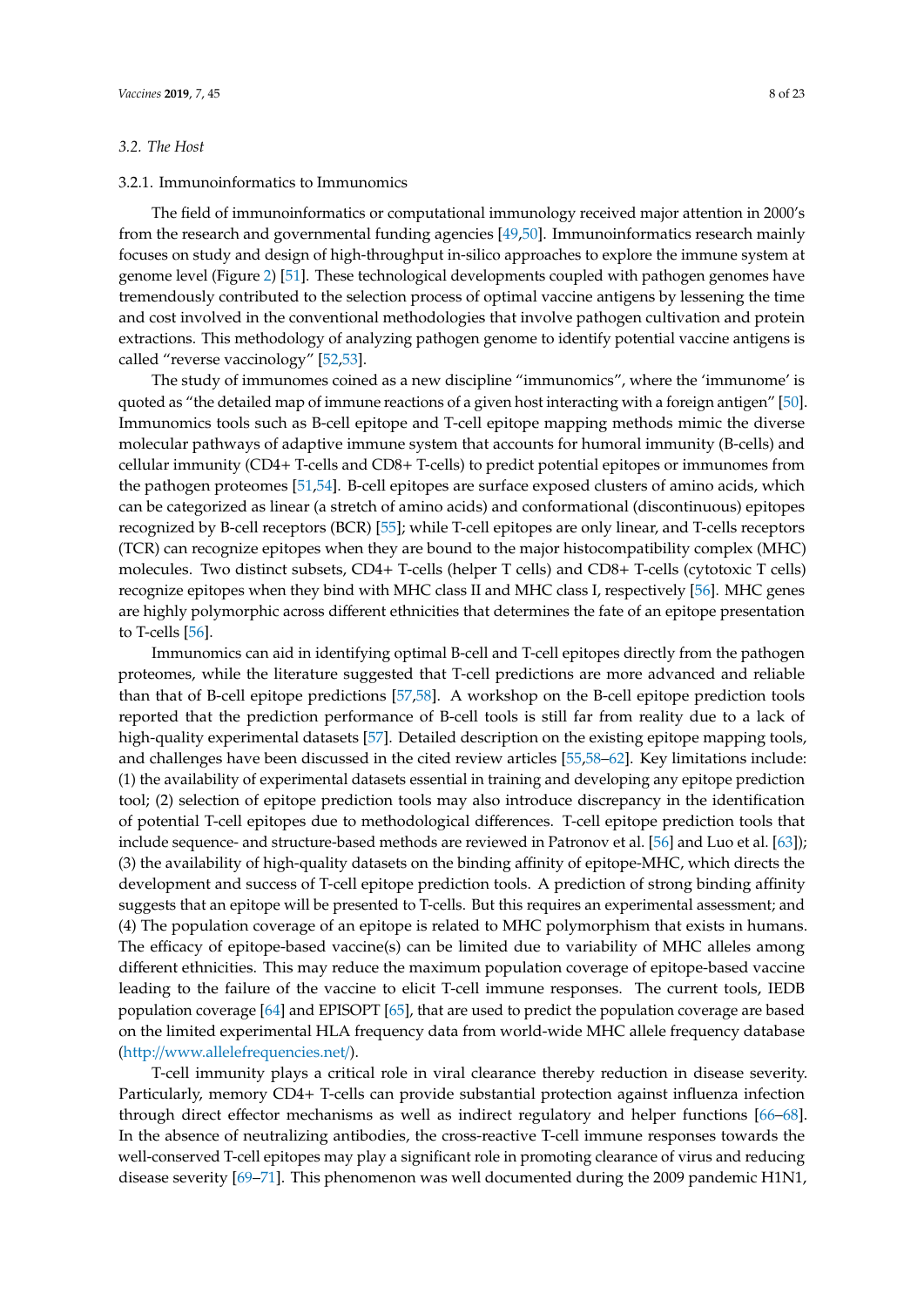### 3.2. The Host

#### 3.2.1. Immunoinformatics to Immunomics

The field of immunoinformatics or computational immunology received major attention in 2000's from the research and governmental funding agencies [49,50]. Immunoinformatics research mainly focuses on study and design of high-throughput in-silico approaches to explore the immune system at genome level (Figure 2) [51]. These technological developments coupled with pathogen genomes have tremendously contributed to the selection process of optimal vaccine antigens by lessening the time and cost involved in the conventional methodologies that involve pathogen cultivation and protein extractions. This methodology of analyzing pathogen genome to identify potential vaccine antigens is called "reverse vaccinology" [52,53].

The study of immunomes coined as a new discipline "immunomics", where the 'immunome' is quoted as "the detailed map of immune reactions of a given host interacting with a foreign antigen" [50]. Immunomics tools such as B-cell epitope and T-cell epitope mapping methods mimic the diverse molecular pathways of adaptive immune system that accounts for humoral immunity (B-cells) and cellular immunity (CD4+ T-cells and CD8+ T-cells) to predict potential epitopes or immunomes from the pathogen proteomes [51,54]. B-cell epitopes are surface exposed clusters of amino acids, which can be categorized as linear (a stretch of amino acids) and conformational (discontinuous) epitopes recognized by B-cell receptors (BCR) [55]; while T-cell epitopes are only linear, and T-cells receptors (TCR) can recognize epitopes when they are bound to the major histocompatibility complex (MHC) molecules. Two distinct subsets, CD4+ T-cells (helper T cells) and CD8+ T-cells (cytotoxic T cells) recognize epitopes when they bind with MHC class II and MHC class I, respectively [56]. MHC genes are highly polymorphic across different ethnicities that determines the fate of an epitope presentation to T-cells [56].

Immunomics can aid in identifying optimal B-cell and T-cell epitopes directly from the pathogen proteomes, while the literature suggested that T-cell predictions are more advanced and reliable than that of B-cell epitope predictions [57,58]. A workshop on the B-cell epitope prediction tools reported that the prediction performance of B-cell tools is still far from reality due to a lack of high-quality experimental datasets [57]. Detailed description on the existing epitope mapping tools, and challenges have been discussed in the cited review articles [55,58–62]. Key limitations include: (1) the availability of experimental datasets essential in training and developing any epitope prediction tool; (2) selection of epitope prediction tools may also introduce discrepancy in the identification of potential T-cell epitopes due to methodological differences. T-cell epitope prediction tools that include sequence- and structure-based methods are reviewed in Patronov et al. [56] and Luo et al. [63]); (3) the availability of high-quality datasets on the binding affinity of epitope-MHC, which directs the development and success of T-cell epitope prediction tools. A prediction of strong binding affinity suggests that an epitope will be presented to T-cells. But this requires an experimental assessment; and (4) The population coverage of an epitope is related to MHC polymorphism that exists in humans. The efficacy of epitope-based vaccine(s) can be limited due to variability of MHC alleles among different ethnicities. This may reduce the maximum population coverage of epitope-based vaccine leading to the failure of the vaccine to elicit T-cell immune responses. The current tools, IEDB population coverage [64] and EPISOPT [65], that are used to predict the population coverage are based on the limited experimental HLA frequency data from world-wide MHC allele frequency database (http://www.allelefrequencies.net/).

T-cell immunity plays a critical role in viral clearance thereby reduction in disease severity. Particularly, memory CD4+ T-cells can provide substantial protection against influenza infection through direct effector mechanisms as well as indirect regulatory and helper functions [66–68]. In the absence of neutralizing antibodies, the cross-reactive T-cell immune responses towards the well-conserved T-cell epitopes may play a significant role in promoting clearance of virus and reducing disease severity [69–71]. This phenomenon was well documented during the 2009 pandemic H1N1,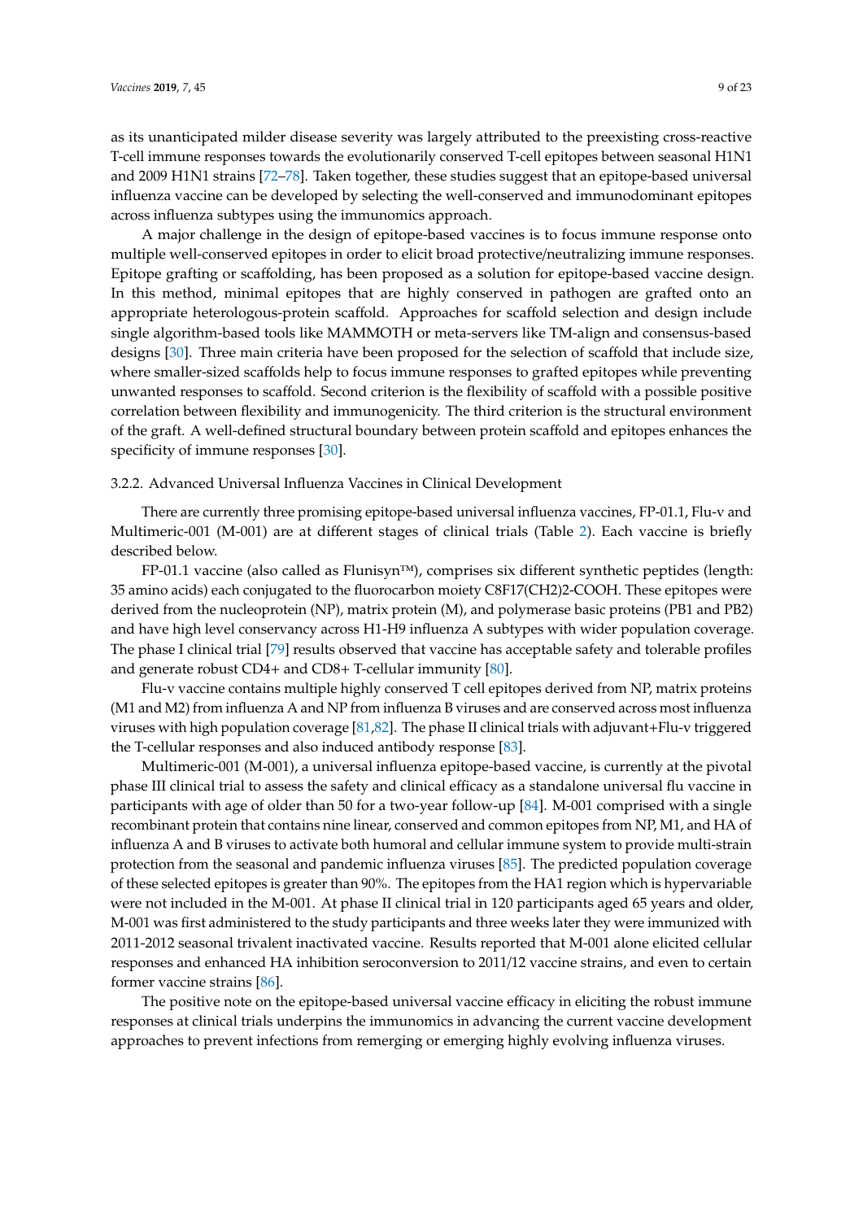as its unanticipated milder disease severity was largely attributed to the preexisting cross-reactive T-cell immune responses towards the evolutionarily conserved T-cell epitopes between seasonal H1N1 and 2009 H1N1 strains [72–78]. Taken together, these studies suggest that an epitope-based universal influenza vaccine can be developed by selecting the well-conserved and immunodominant epitopes across influenza subtypes using the immunomics approach.

A major challenge in the design of epitope-based vaccines is to focus immune response onto multiple well-conserved epitopes in order to elicit broad protective/neutralizing immune responses. Epitope grafting or scaffolding, has been proposed as a solution for epitope-based vaccine design. In this method, minimal epitopes that are highly conserved in pathogen are grafted onto an appropriate heterologous-protein scaffold. Approaches for scaffold selection and design include single algorithm-based tools like MAMMOTH or meta-servers like TM-align and consensus-based designs [30]. Three main criteria have been proposed for the selection of scaffold that include size, where smaller-sized scaffolds help to focus immune responses to grafted epitopes while preventing unwanted responses to scaffold. Second criterion is the flexibility of scaffold with a possible positive correlation between flexibility and immunogenicity. The third criterion is the structural environment of the graft. A well-defined structural boundary between protein scaffold and epitopes enhances the specificity of immune responses [30].

#### 3.2.2. Advanced Universal Influenza Vaccines in Clinical Development

There are currently three promising epitope-based universal influenza vaccines, FP-01.1, Flu-v and Multimeric-001 (M-001) are at different stages of clinical trials (Table 2). Each vaccine is briefly described below.

FP-01.1 vaccine (also called as Flunisyn™), comprises six different synthetic peptides (length: 35 amino acids) each conjugated to the fluorocarbon moiety $C_8F_{17}(CH_2)_2$-COOH. These epitopes were derived from the nucleoprotein (NP), matrix protein (M), and polymerase basic proteins (PB1 and PB2) and have high level conservancy across H1-H9 influenza A subtypes with wider population coverage. The phase I clinical trial [79] results observed that vaccine has acceptable safety and tolerable profiles and generate robust CD4+ and CD8+ T-cellular immunity [80].

Flu-v vaccine contains multiple highly conserved T cell epitopes derived from NP, matrix proteins (M1 and M2) from influenza A and NP from influenza B viruses and are conserved across most influenza viruses with high population coverage [81,82]. The phase II clinical trials with adjuvant+Flu-v triggered the T-cellular responses and also induced antibody response [83].

Multimeric-001 (M-001), a universal influenza epitope-based vaccine, is currently at the pivotal phase III clinical trial to assess the safety and clinical efficacy as a standalone universal flu vaccine in participants with age of older than 50 for a two-year follow-up [84]. M-001 comprised with a single recombinant protein that contains nine linear, conserved and common epitopes from NP, M1, and HA of influenza A and B viruses to activate both humoral and cellular immune system to provide multi-strain protection from the seasonal and pandemic influenza viruses [85]. The predicted population coverage of these selected epitopes is greater than 90%. The epitopes from the HA1 region which is hypervariable were not included in the M-001. At phase II clinical trial in 120 participants aged 65 years and older, M-001 was first administered to the study participants and three weeks later they were immunized with 2011-2012 seasonal trivalent inactivated vaccine. Results reported that M-001 alone elicited cellular responses and enhanced HA inhibition seroconversion to 2011/12 vaccine strains, and even to certain former vaccine strains [86].

The positive note on the epitope-based universal vaccine efficacy in eliciting the robust immune responses at clinical trials underpins the immunomics in advancing the current vaccine development approaches to prevent infections from remerging or emerging highly evolving influenza viruses.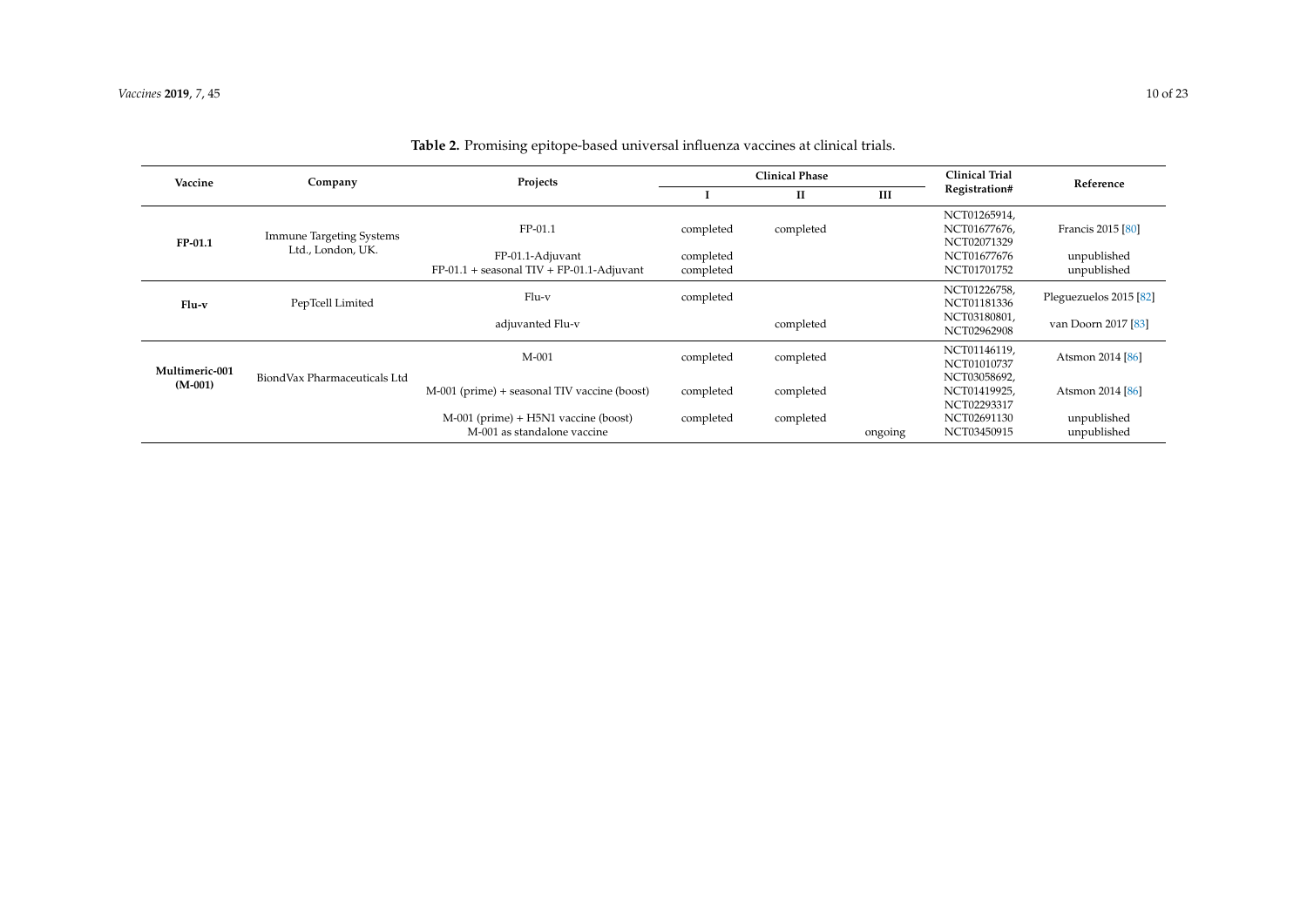**Table 2.** Promising epitope-based universal influenza vaccines at clinical trials.

| Vaccine | Company | Projects | Clinical Phase | | | Clinical Trial Registration# | Reference |
|---|---|---|---|---|---|---|---|
| | | | I | II | III | | |
| **FP-01.1** | Immune Targeting Systems Ltd., London, UK. | FP-01.1 | completed | completed | | NCT01265914, NCT01677676, NCT02071329 | Francis 2015 [80] |
| | | FP-01.1-Adjuvant | completed | | | NCT01677676 | unpublished |
| | | FP-01.1 + seasonal TIV + FP-01.1-Adjuvant | completed | | | NCT01701752 | unpublished |
| **Flu-v** | PepTcell Limited | Flu-v | completed | | | NCT01226758, NCT01181336 | Pleguezuelos 2015 [82] |
| | | adjuvanted Flu-v | | completed | | NCT03180801, NCT02962908 | van Doorn 2017 [83] |
| **Multimeric-001 (M-001)** | BiondVax Pharmaceuticals Ltd | M-001 | completed | completed | | NCT01146119, NCT01010737 | Atsmon 2014 [86] |
| | | M-001 (prime) + seasonal TIV vaccine (boost) | completed | completed | | NCT03058692, NCT01419925, NCT02293317 | Atsmon 2014 [86] |
| | | M-001 (prime) + H5N1 vaccine (boost) | completed | completed | | NCT02691130 | unpublished |
| | | M-001 as standalone vaccine | | | ongoing | NCT03450915 | unpublished |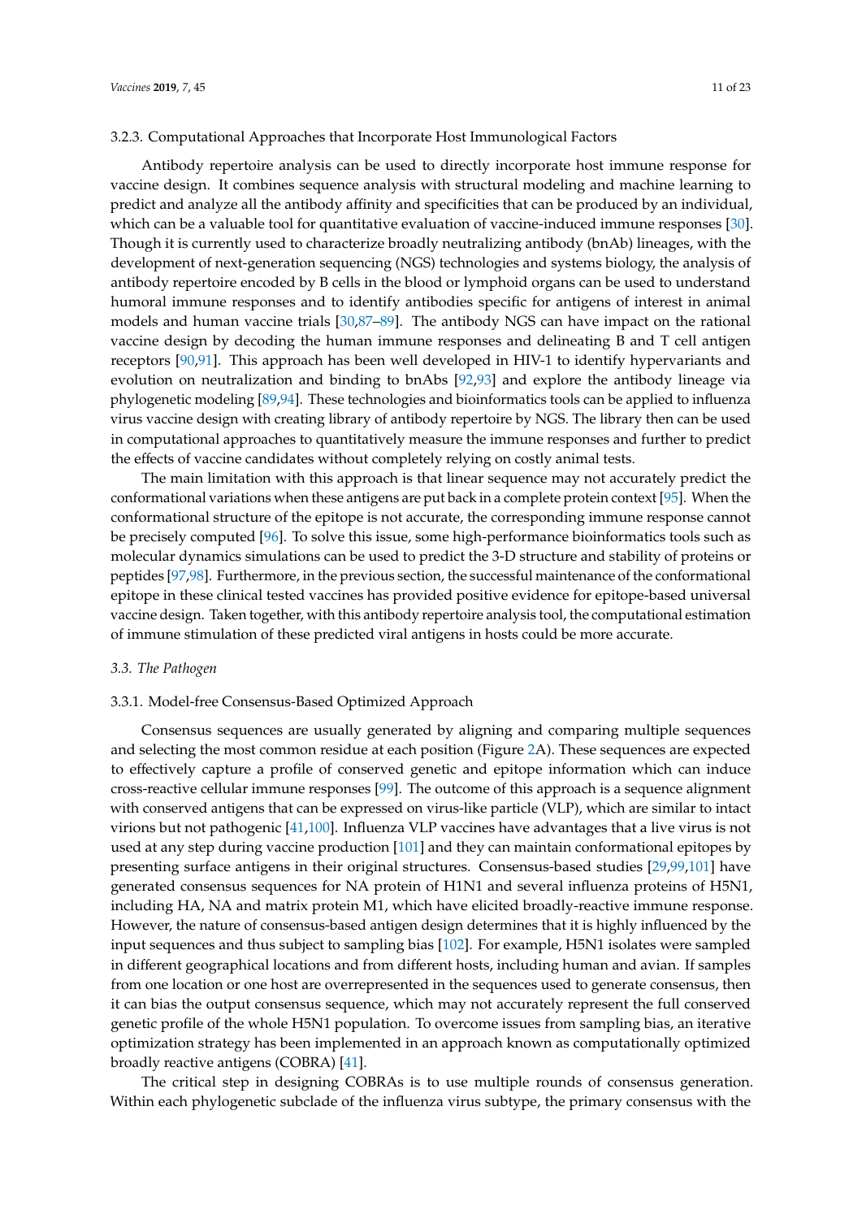#### 3.2.3. Computational Approaches that Incorporate Host Immunological Factors

Antibody repertoire analysis can be used to directly incorporate host immune response for vaccine design. It combines sequence analysis with structural modeling and machine learning to predict and analyze all the antibody affinity and specificities that can be produced by an individual, which can be a valuable tool for quantitative evaluation of vaccine-induced immune responses [30]. Though it is currently used to characterize broadly neutralizing antibody (bnAb) lineages, with the development of next-generation sequencing (NGS) technologies and systems biology, the analysis of antibody repertoire encoded by B cells in the blood or lymphoid organs can be used to understand humoral immune responses and to identify antibodies specific for antigens of interest in animal models and human vaccine trials [30,87–89]. The antibody NGS can have impact on the rational vaccine design by decoding the human immune responses and delineating B and T cell antigen receptors [90,91]. This approach has been well developed in HIV-1 to identify hypervariants and evolution on neutralization and binding to bnAbs [92,93] and explore the antibody lineage via phylogenetic modeling [89,94]. These technologies and bioinformatics tools can be applied to influenza virus vaccine design with creating library of antibody repertoire by NGS. The library then can be used in computational approaches to quantitatively measure the immune responses and further to predict the effects of vaccine candidates without completely relying on costly animal tests.

The main limitation with this approach is that linear sequence may not accurately predict the conformational variations when these antigens are put back in a complete protein context [95]. When the conformational structure of the epitope is not accurate, the corresponding immune response cannot be precisely computed [96]. To solve this issue, some high-performance bioinformatics tools such as molecular dynamics simulations can be used to predict the 3-D structure and stability of proteins or peptides [97,98]. Furthermore, in the previous section, the successful maintenance of the conformational epitope in these clinical tested vaccines has provided positive evidence for epitope-based universal vaccine design. Taken together, with this antibody repertoire analysis tool, the computational estimation of immune stimulation of these predicted viral antigens in hosts could be more accurate.

### *3.3. The Pathogen*

#### 3.3.1. Model-free Consensus-Based Optimized Approach

Consensus sequences are usually generated by aligning and comparing multiple sequences and selecting the most common residue at each position (Figure 2A). These sequences are expected to effectively capture a profile of conserved genetic and epitope information which can induce cross-reactive cellular immune responses [99]. The outcome of this approach is a sequence alignment with conserved antigens that can be expressed on virus-like particle (VLP), which are similar to intact virions but not pathogenic [41,100]. Influenza VLP vaccines have advantages that a live virus is not used at any step during vaccine production [101] and they can maintain conformational epitopes by presenting surface antigens in their original structures. Consensus-based studies [29,99,101] have generated consensus sequences for NA protein of H1N1 and several influenza proteins of H5N1, including HA, NA and matrix protein M1, which have elicited broadly-reactive immune response. However, the nature of consensus-based antigen design determines that it is highly influenced by the input sequences and thus subject to sampling bias [102]. For example, H5N1 isolates were sampled in different geographical locations and from different hosts, including human and avian. If samples from one location or one host are overrepresented in the sequences used to generate consensus, then it can bias the output consensus sequence, which may not accurately represent the full conserved genetic profile of the whole H5N1 population. To overcome issues from sampling bias, an iterative optimization strategy has been implemented in an approach known as computationally optimized broadly reactive antigens (COBRA) [41].

The critical step in designing COBRAs is to use multiple rounds of consensus generation. Within each phylogenetic subclade of the influenza virus subtype, the primary consensus with the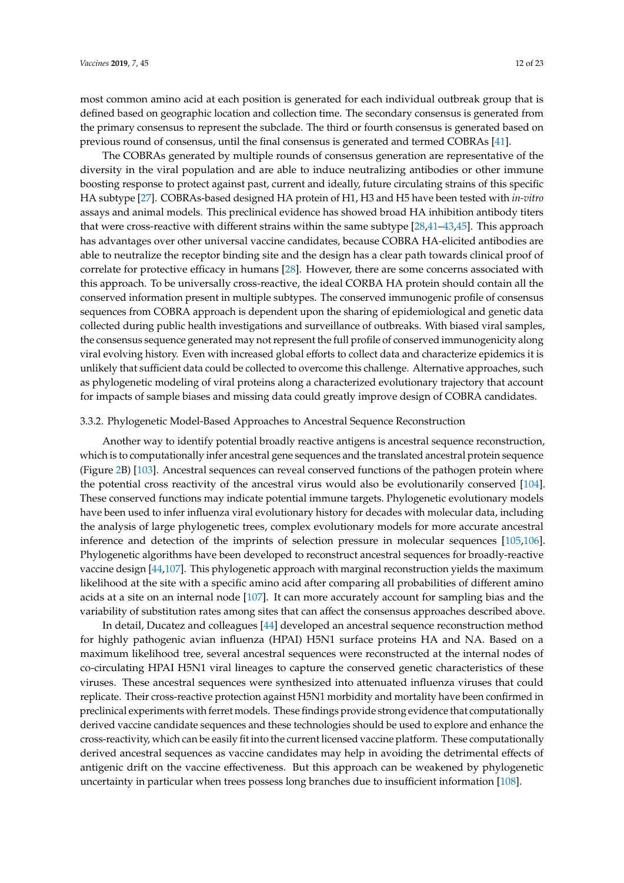most common amino acid at each position is generated for each individual outbreak group that is defined based on geographic location and collection time. The secondary consensus is generated from the primary consensus to represent the subclade. The third or fourth consensus is generated based on previous round of consensus, until the final consensus is generated and termed COBRAs [41].

The COBRAs generated by multiple rounds of consensus generation are representative of the diversity in the viral population and are able to induce neutralizing antibodies or other immune boosting response to protect against past, current and ideally, future circulating strains of this specific HA subtype [27]. COBRAs-based designed HA protein of H1, H3 and H5 have been tested with *in-vitro* assays and animal models. This preclinical evidence has showed broad HA inhibition antibody titers that were cross-reactive with different strains within the same subtype [28,41–43,45]. This approach has advantages over other universal vaccine candidates, because COBRA HA-elicited antibodies are able to neutralize the receptor binding site and the design has a clear path towards clinical proof of correlate for protective efficacy in humans [28]. However, there are some concerns associated with this approach. To be universally cross-reactive, the ideal CORBA HA protein should contain all the conserved information present in multiple subtypes. The conserved immunogenic profile of consensus sequences from COBRA approach is dependent upon the sharing of epidemiological and genetic data collected during public health investigations and surveillance of outbreaks. With biased viral samples, the consensus sequence generated may not represent the full profile of conserved immunogenicity along viral evolving history. Even with increased global efforts to collect data and characterize epidemics it is unlikely that sufficient data could be collected to overcome this challenge. Alternative approaches, such as phylogenetic modeling of viral proteins along a characterized evolutionary trajectory that account for impacts of sample biases and missing data could greatly improve design of COBRA candidates.

### 3.3.2. Phylogenetic Model-Based Approaches to Ancestral Sequence Reconstruction

Another way to identify potential broadly reactive antigens is ancestral sequence reconstruction, which is to computationally infer ancestral gene sequences and the translated ancestral protein sequence (Figure 2B) [103]. Ancestral sequences can reveal conserved functions of the pathogen protein where the potential cross reactivity of the ancestral virus would also be evolutionarily conserved [104]. These conserved functions may indicate potential immune targets. Phylogenetic evolutionary models have been used to infer influenza viral evolutionary history for decades with molecular data, including the analysis of large phylogenetic trees, complex evolutionary models for more accurate ancestral inference and detection of the imprints of selection pressure in molecular sequences [105,106]. Phylogenetic algorithms have been developed to reconstruct ancestral sequences for broadly-reactive vaccine design [44,107]. This phylogenetic approach with marginal reconstruction yields the maximum likelihood at the site with a specific amino acid after comparing all probabilities of different amino acids at a site on an internal node [107]. It can more accurately account for sampling bias and the variability of substitution rates among sites that can affect the consensus approaches described above.

In detail, Ducatez and colleagues [44] developed an ancestral sequence reconstruction method for highly pathogenic avian influenza (HPAI) H5N1 surface proteins HA and NA. Based on a maximum likelihood tree, several ancestral sequences were reconstructed at the internal nodes of co-circulating HPAI H5N1 viral lineages to capture the conserved genetic characteristics of these viruses. These ancestral sequences were synthesized into attenuated influenza viruses that could replicate. Their cross-reactive protection against H5N1 morbidity and mortality have been confirmed in preclinical experiments with ferret models. These findings provide strong evidence that computationally derived vaccine candidate sequences and these technologies should be used to explore and enhance the cross-reactivity, which can be easily fit into the current licensed vaccine platform. These computationally derived ancestral sequences as vaccine candidates may help in avoiding the detrimental effects of antigenic drift on the vaccine effectiveness. But this approach can be weakened by phylogenetic uncertainty in particular when trees possess long branches due to insufficient information [108].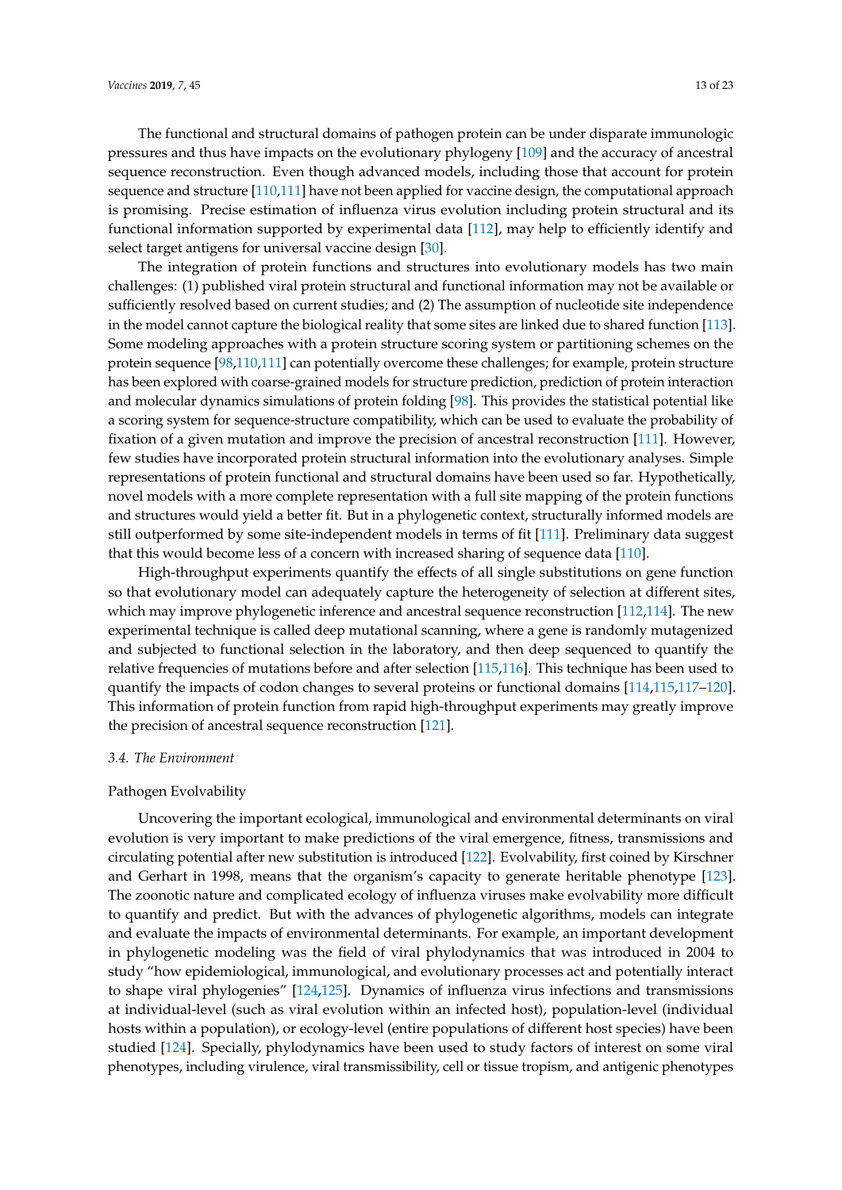The functional and structural domains of pathogen protein can be under disparate immunologic pressures and thus have impacts on the evolutionary phylogeny [109] and the accuracy of ancestral sequence reconstruction. Even though advanced models, including those that account for protein sequence and structure [110,111] have not been applied for vaccine design, the computational approach is promising. Precise estimation of influenza virus evolution including protein structural and its functional information supported by experimental data [112], may help to efficiently identify and select target antigens for universal vaccine design [30].

The integration of protein functions and structures into evolutionary models has two main challenges: (1) published viral protein structural and functional information may not be available or sufficiently resolved based on current studies; and (2) The assumption of nucleotide site independence in the model cannot capture the biological reality that some sites are linked due to shared function [113]. Some modeling approaches with a protein structure scoring system or partitioning schemes on the protein sequence [98,110,111] can potentially overcome these challenges; for example, protein structure has been explored with coarse-grained models for structure prediction, prediction of protein interaction and molecular dynamics simulations of protein folding [98]. This provides the statistical potential like a scoring system for sequence-structure compatibility, which can be used to evaluate the probability of fixation of a given mutation and improve the precision of ancestral reconstruction [111]. However, few studies have incorporated protein structural information into the evolutionary analyses. Simple representations of protein functional and structural domains have been used so far. Hypothetically, novel models with a more complete representation with a full site mapping of the protein functions and structures would yield a better fit. But in a phylogenetic context, structurally informed models are still outperformed by some site-independent models in terms of fit [111]. Preliminary data suggest that this would become less of a concern with increased sharing of sequence data [110].

High-throughput experiments quantify the effects of all single substitutions on gene function so that evolutionary model can adequately capture the heterogeneity of selection at different sites, which may improve phylogenetic inference and ancestral sequence reconstruction [112,114]. The new experimental technique is called deep mutational scanning, where a gene is randomly mutagenized and subjected to functional selection in the laboratory, and then deep sequenced to quantify the relative frequencies of mutations before and after selection [115,116]. This technique has been used to quantify the impacts of codon changes to several proteins or functional domains [114,115,117–120]. This information of protein function from rapid high-throughput experiments may greatly improve the precision of ancestral sequence reconstruction [121].

### *3.4. The Environment*

#### Pathogen Evolvability

Uncovering the important ecological, immunological and environmental determinants on viral evolution is very important to make predictions of the viral emergence, fitness, transmissions and circulating potential after new substitution is introduced [122]. Evolvability, first coined by Kirschner and Gerhart in 1998, means that the organism's capacity to generate heritable phenotype [123]. The zoonotic nature and complicated ecology of influenza viruses make evolvability more difficult to quantify and predict. But with the advances of phylogenetic algorithms, models can integrate and evaluate the impacts of environmental determinants. For example, an important development in phylogenetic modeling was the field of viral phylodynamics that was introduced in 2004 to study "how epidemiological, immunological, and evolutionary processes act and potentially interact to shape viral phylogenies" [124,125]. Dynamics of influenza virus infections and transmissions at individual-level (such as viral evolution within an infected host), population-level (individual hosts within a population), or ecology-level (entire populations of different host species) have been studied [124]. Specially, phylodynamics have been used to study factors of interest on some viral phenotypes, including virulence, viral transmissibility, cell or tissue tropism, and antigenic phenotypes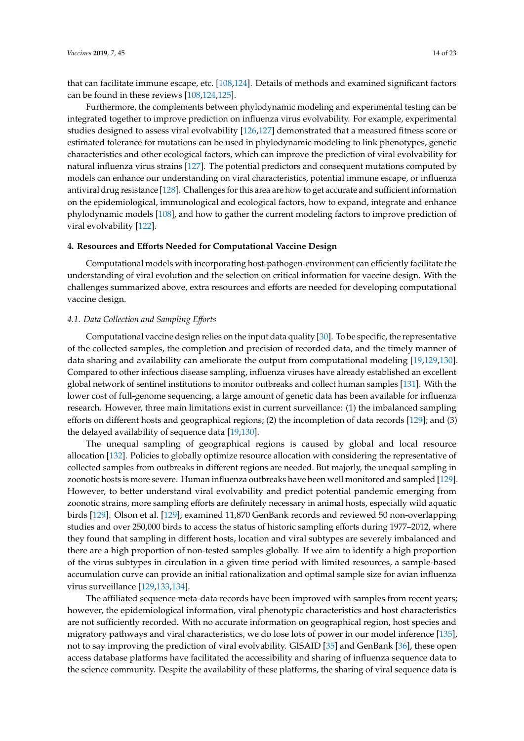that can facilitate immune escape, etc. [108,124]. Details of methods and examined significant factors can be found in these reviews [108,124,125].

Furthermore, the complements between phylodynamic modeling and experimental testing can be integrated together to improve prediction on influenza virus evolvability. For example, experimental studies designed to assess viral evolvability [126,127] demonstrated that a measured fitness score or estimated tolerance for mutations can be used in phylodynamic modeling to link phenotypes, genetic characteristics and other ecological factors, which can improve the prediction of viral evolvability for natural influenza virus strains [127]. The potential predictors and consequent mutations computed by models can enhance our understanding on viral characteristics, potential immune escape, or influenza antiviral drug resistance [128]. Challenges for this area are how to get accurate and sufficient information on the epidemiological, immunological and ecological factors, how to expand, integrate and enhance phylodynamic models [108], and how to gather the current modeling factors to improve prediction of viral evolvability [122].

## 4. Resources and Efforts Needed for Computational Vaccine Design

Computational models with incorporating host-pathogen-environment can efficiently facilitate the understanding of viral evolution and the selection on critical information for vaccine design. With the challenges summarized above, extra resources and efforts are needed for developing computational vaccine design.

### *4.1. Data Collection and Sampling Efforts*

Computational vaccine design relies on the input data quality [30]. To be specific, the representative of the collected samples, the completion and precision of recorded data, and the timely manner of data sharing and availability can ameliorate the output from computational modeling [19,129,130]. Compared to other infectious disease sampling, influenza viruses have already established an excellent global network of sentinel institutions to monitor outbreaks and collect human samples [131]. With the lower cost of full-genome sequencing, a large amount of genetic data has been available for influenza research. However, three main limitations exist in current surveillance: (1) the imbalanced sampling efforts on different hosts and geographical regions; (2) the incompletion of data records [129]; and (3) the delayed availability of sequence data [19,130].

The unequal sampling of geographical regions is caused by global and local resource allocation [132]. Policies to globally optimize resource allocation with considering the representative of collected samples from outbreaks in different regions are needed. But majorly, the unequal sampling in zoonotic hosts is more severe. Human influenza outbreaks have been well monitored and sampled [129]. However, to better understand viral evolvability and predict potential pandemic emerging from zoonotic strains, more sampling efforts are definitely necessary in animal hosts, especially wild aquatic birds [129]. Olson et al. [129], examined 11,870 GenBank records and reviewed 50 non-overlapping studies and over 250,000 birds to access the status of historic sampling efforts during 1977–2012, where they found that sampling in different hosts, location and viral subtypes are severely imbalanced and there are a high proportion of non-tested samples globally. If we aim to identify a high proportion of the virus subtypes in circulation in a given time period with limited resources, a sample-based accumulation curve can provide an initial rationalization and optimal sample size for avian influenza virus surveillance [129,133,134].

The affiliated sequence meta-data records have been improved with samples from recent years; however, the epidemiological information, viral phenotypic characteristics and host characteristics are not sufficiently recorded. With no accurate information on geographical region, host species and migratory pathways and viral characteristics, we do lose lots of power in our model inference [135], not to say improving the prediction of viral evolvability. GISAID [35] and GenBank [36], these open access database platforms have facilitated the accessibility and sharing of influenza sequence data to the science community. Despite the availability of these platforms, the sharing of viral sequence data is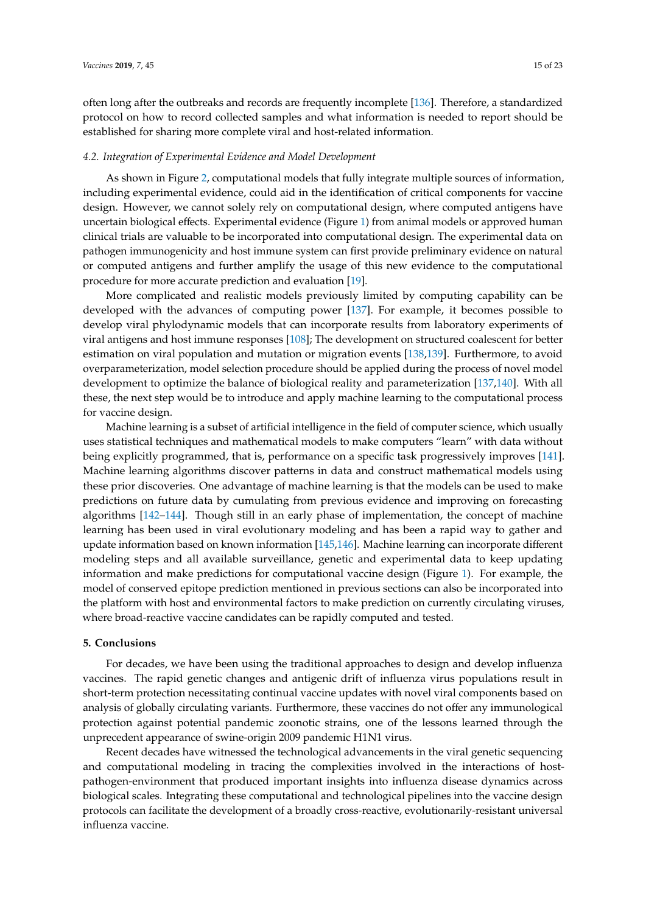often long after the outbreaks and records are frequently incomplete [136]. Therefore, a standardized protocol on how to record collected samples and what information is needed to report should be established for sharing more complete viral and host-related information.

### *4.2. Integration of Experimental Evidence and Model Development*

As shown in Figure 2, computational models that fully integrate multiple sources of information, including experimental evidence, could aid in the identification of critical components for vaccine design. However, we cannot solely rely on computational design, where computed antigens have uncertain biological effects. Experimental evidence (Figure 1) from animal models or approved human clinical trials are valuable to be incorporated into computational design. The experimental data on pathogen immunogenicity and host immune system can first provide preliminary evidence on natural or computed antigens and further amplify the usage of this new evidence to the computational procedure for more accurate prediction and evaluation [19].

More complicated and realistic models previously limited by computing capability can be developed with the advances of computing power [137]. For example, it becomes possible to develop viral phylodynamic models that can incorporate results from laboratory experiments of viral antigens and host immune responses [108]; The development on structured coalescent for better estimation on viral population and mutation or migration events [138,139]. Furthermore, to avoid overparameterization, model selection procedure should be applied during the process of novel model development to optimize the balance of biological reality and parameterization [137,140]. With all these, the next step would be to introduce and apply machine learning to the computational process for vaccine design.

Machine learning is a subset of artificial intelligence in the field of computer science, which usually uses statistical techniques and mathematical models to make computers "learn" with data without being explicitly programmed, that is, performance on a specific task progressively improves [141]. Machine learning algorithms discover patterns in data and construct mathematical models using these prior discoveries. One advantage of machine learning is that the models can be used to make predictions on future data by cumulating from previous evidence and improving on forecasting algorithms [142–144]. Though still in an early phase of implementation, the concept of machine learning has been used in viral evolutionary modeling and has been a rapid way to gather and update information based on known information [145,146]. Machine learning can incorporate different modeling steps and all available surveillance, genetic and experimental data to keep updating information and make predictions for computational vaccine design (Figure 1). For example, the model of conserved epitope prediction mentioned in previous sections can also be incorporated into the platform with host and environmental factors to make prediction on currently circulating viruses, where broad-reactive vaccine candidates can be rapidly computed and tested.

## 5. Conclusions

For decades, we have been using the traditional approaches to design and develop influenza vaccines. The rapid genetic changes and antigenic drift of influenza virus populations result in short-term protection necessitating continual vaccine updates with novel viral components based on analysis of globally circulating variants. Furthermore, these vaccines do not offer any immunological protection against potential pandemic zoonotic strains, one of the lessons learned through the unprecedent appearance of swine-origin 2009 pandemic H1N1 virus.

Recent decades have witnessed the technological advancements in the viral genetic sequencing and computational modeling in tracing the complexities involved in the interactions of host-pathogen-environment that produced important insights into influenza disease dynamics across biological scales. Integrating these computational and technological pipelines into the vaccine design protocols can facilitate the development of a broadly cross-reactive, evolutionarily-resistant universal influenza vaccine.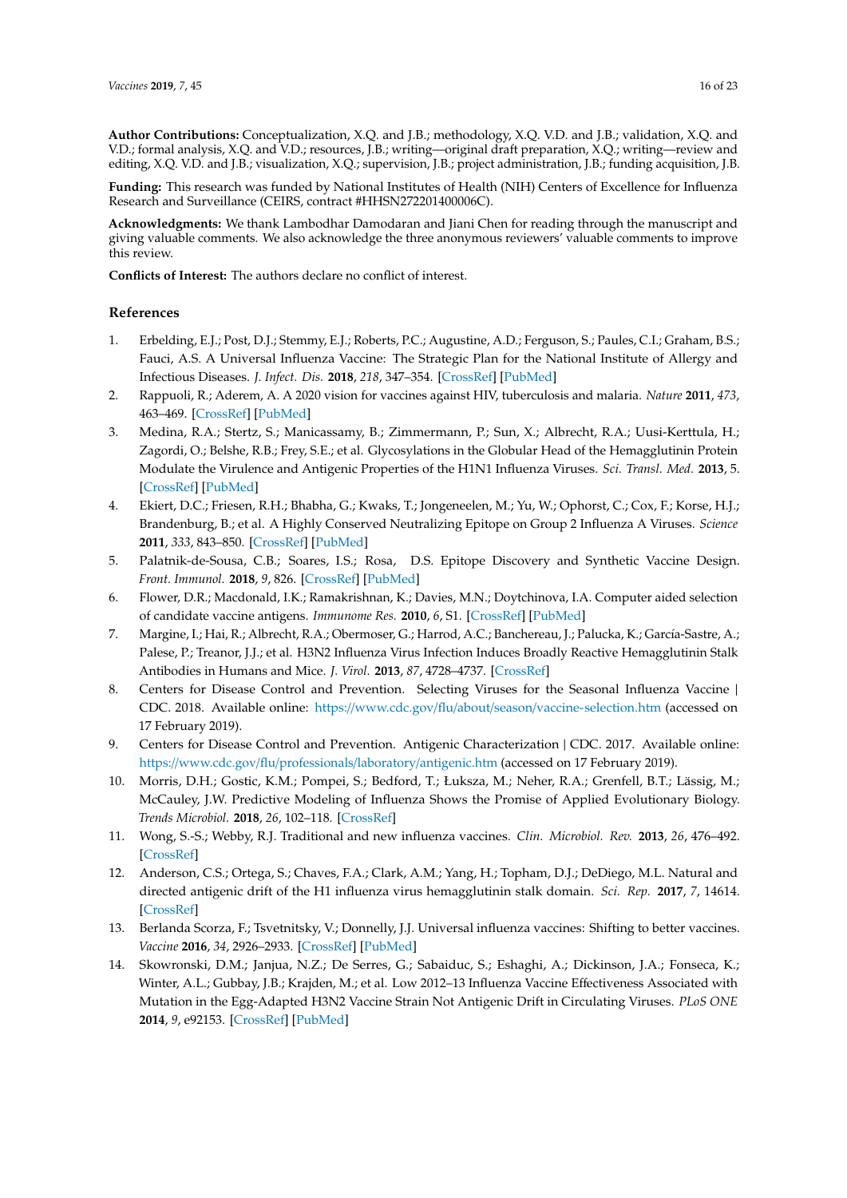**Author Contributions:** Conceptualization, X.Q. and J.B.; methodology, X.Q. V.D. and J.B.; validation, X.Q. and V.D.; formal analysis, X.Q. and V.D.; resources, J.B.; writing—original draft preparation, X.Q.; writing—review and editing, X.Q. V.D. and J.B.; visualization, X.Q.; supervision, J.B.; project administration, J.B.; funding acquisition, J.B.

**Funding:** This research was funded by National Institutes of Health (NIH) Centers of Excellence for Influenza Research and Surveillance (CEIRS, contract #HHSN272201400006C).

**Acknowledgments:** We thank Lambodhar Damodaran and Jiani Chen for reading through the manuscript and giving valuable comments. We also acknowledge the three anonymous reviewers' valuable comments to improve this review.

**Conflicts of Interest:** The authors declare no conflict of interest.

## References

1. Erbelding, E.J.; Post, D.J.; Stemmy, E.J.; Roberts, P.C.; Augustine, A.D.; Ferguson, S.; Paules, C.I.; Graham, B.S.; Fauci, A.S. A Universal Influenza Vaccine: The Strategic Plan for the National Institute of Allergy and Infectious Diseases. *J. Infect. Dis.* **2018**, *218*, 347–354. [CrossRef] [PubMed]
2. Rappuoli, R.; Aderem, A. A 2020 vision for vaccines against HIV, tuberculosis and malaria. *Nature* **2011**, *473*, 463–469. [CrossRef] [PubMed]
3. Medina, R.A.; Stertz, S.; Manicassamy, B.; Zimmermann, P.; Sun, X.; Albrecht, R.A.; Uusi-Kerttula, H.; Zagordi, O.; Belshe, R.B.; Frey, S.E.; et al. Glycosylations in the Globular Head of the Hemagglutinin Protein Modulate the Virulence and Antigenic Properties of the H1N1 Influenza Viruses. *Sci. Transl. Med.* **2013**, 5. [CrossRef] [PubMed]
4. Ekiert, D.C.; Friesen, R.H.; Bhabha, G.; Kwaks, T.; Jongeneelen, M.; Yu, W.; Ophorst, C.; Cox, F.; Korse, H.J.; Brandenburg, B.; et al. A Highly Conserved Neutralizing Epitope on Group 2 Influenza A Viruses. *Science* **2011**, *333*, 843–850. [CrossRef] [PubMed]
5. Palatnik-de-Sousa, C.B.; Soares, I.S.; Rosa, D.S. Epitope Discovery and Synthetic Vaccine Design. *Front. Immunol.* **2018**, *9*, 826. [CrossRef] [PubMed]
6. Flower, D.R.; Macdonald, I.K.; Ramakrishnan, K.; Davies, M.N.; Doytchinova, I.A. Computer aided selection of candidate vaccine antigens. *Immunome Res.* **2010**, *6*, S1. [CrossRef] [PubMed]
7. Margine, I.; Hai, R.; Albrecht, R.A.; Obermoser, G.; Harrod, A.C.; Banchereau, J.; Palucka, K.; García-Sastre, A.; Palese, P.; Treanor, J.J.; et al. H3N2 Influenza Virus Infection Induces Broadly Reactive Hemagglutinin Stalk Antibodies in Humans and Mice. *J. Virol.* **2013**, *87*, 4728–4737. [CrossRef]
8. Centers for Disease Control and Prevention. Selecting Viruses for the Seasonal Influenza Vaccine | CDC. 2018. Available online: https://www.cdc.gov/flu/about/season/vaccine-selection.htm (accessed on 17 February 2019).
9. Centers for Disease Control and Prevention. Antigenic Characterization | CDC. 2017. Available online: https://www.cdc.gov/flu/professionals/laboratory/antigenic.htm (accessed on 17 February 2019).
10. Morris, D.H.; Gostic, K.M.; Pompei, S.; Bedford, T.; Łuksza, M.; Neher, R.A.; Grenfell, B.T.; Lässig, M.; McCauley, J.W. Predictive Modeling of Influenza Shows the Promise of Applied Evolutionary Biology. *Trends Microbiol.* **2018**, *26*, 102–118. [CrossRef]
11. Wong, S.-S.; Webby, R.J. Traditional and new influenza vaccines. *Clin. Microbiol. Rev.* **2013**, *26*, 476–492. [CrossRef]
12. Anderson, C.S.; Ortega, S.; Chaves, F.A.; Clark, A.M.; Yang, H.; Topham, D.J.; DeDiego, M.L. Natural and directed antigenic drift of the H1 influenza virus hemagglutinin stalk domain. *Sci. Rep.* **2017**, *7*, 14614. [CrossRef]
13. Berlanda Scorza, F.; Tsvetnitsky, V.; Donnelly, J.J. Universal influenza vaccines: Shifting to better vaccines. *Vaccine* **2016**, *34*, 2926–2933. [CrossRef] [PubMed]
14. Skowronski, D.M.; Janjua, N.Z.; De Serres, G.; Sabaiduc, S.; Eshaghi, A.; Dickinson, J.A.; Fonseca, K.; Winter, A.L.; Gubbay, J.B.; Krajden, M.; et al. Low 2012–13 Influenza Vaccine Effectiveness Associated with Mutation in the Egg-Adapted H3N2 Vaccine Strain Not Antigenic Drift in Circulating Viruses. *PLoS ONE* **2014**, *9*, e92153. [CrossRef] [PubMed]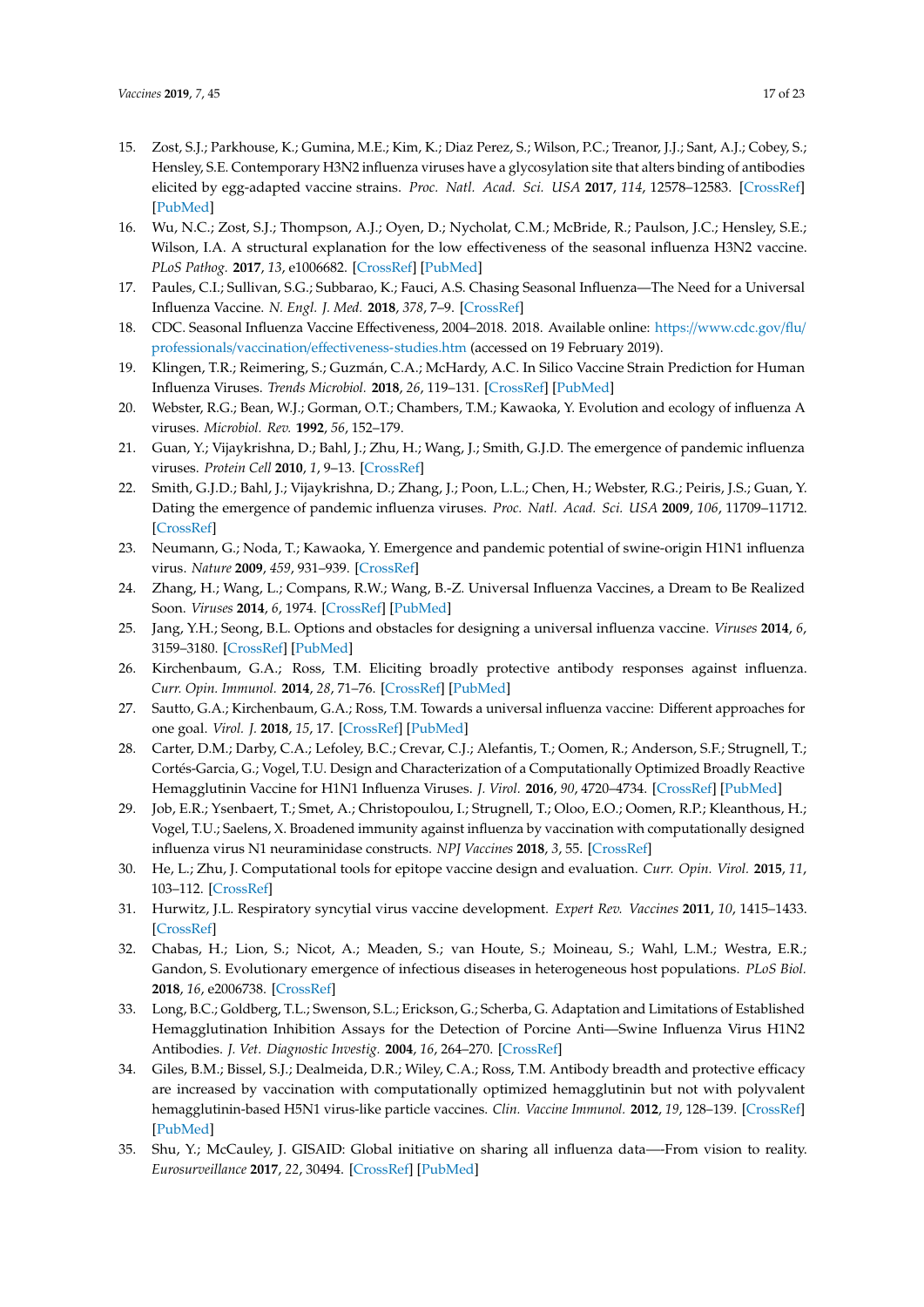15. Zost, S.J.; Parkhouse, K.; Gumina, M.E.; Kim, K.; Diaz Perez, S.; Wilson, P.C.; Treanor, J.J.; Sant, A.J.; Cobey, S.; Hensley, S.E. Contemporary H3N2 influenza viruses have a glycosylation site that alters binding of antibodies elicited by egg-adapted vaccine strains. *Proc. Natl. Acad. Sci. USA* **2017**, *114*, 12578–12583. [CrossRef] [PubMed]
16. Wu, N.C.; Zost, S.J.; Thompson, A.J.; Oyen, D.; Nycholat, C.M.; McBride, R.; Paulson, J.C.; Hensley, S.E.; Wilson, I.A. A structural explanation for the low effectiveness of the seasonal influenza H3N2 vaccine. *PLoS Pathog.* **2017**, *13*, e1006682. [CrossRef] [PubMed]
17. Paules, C.I.; Sullivan, S.G.; Subbarao, K.; Fauci, A.S. Chasing Seasonal Influenza—The Need for a Universal Influenza Vaccine. *N. Engl. J. Med.* **2018**, *378*, 7–9. [CrossRef]
18. CDC. Seasonal Influenza Vaccine Effectiveness, 2004–2018. 2018. Available online: https://www.cdc.gov/flu/professionals/vaccination/effectiveness-studies.htm (accessed on 19 February 2019).
19. Klingen, T.R.; Reimering, S.; Guzmán, C.A.; McHardy, A.C. In Silico Vaccine Strain Prediction for Human Influenza Viruses. *Trends Microbiol.* **2018**, *26*, 119–131. [CrossRef] [PubMed]
20. Webster, R.G.; Bean, W.J.; Gorman, O.T.; Chambers, T.M.; Kawaoka, Y. Evolution and ecology of influenza A viruses. *Microbiol. Rev.* **1992**, *56*, 152–179.
21. Guan, Y.; Vijaykrishna, D.; Bahl, J.; Zhu, H.; Wang, J.; Smith, G.J.D. The emergence of pandemic influenza viruses. *Protein Cell* **2010**, *1*, 9–13. [CrossRef]
22. Smith, G.J.D.; Bahl, J.; Vijaykrishna, D.; Zhang, J.; Poon, L.L.; Chen, H.; Webster, R.G.; Peiris, J.S.; Guan, Y. Dating the emergence of pandemic influenza viruses. *Proc. Natl. Acad. Sci. USA* **2009**, *106*, 11709–11712. [CrossRef]
23. Neumann, G.; Noda, T.; Kawaoka, Y. Emergence and pandemic potential of swine-origin H1N1 influenza virus. *Nature* **2009**, *459*, 931–939. [CrossRef]
24. Zhang, H.; Wang, L.; Compans, R.W.; Wang, B.-Z. Universal Influenza Vaccines, a Dream to Be Realized Soon. *Viruses* **2014**, *6*, 1974. [CrossRef] [PubMed]
25. Jang, Y.H.; Seong, B.L. Options and obstacles for designing a universal influenza vaccine. *Viruses* **2014**, *6*, 3159–3180. [CrossRef] [PubMed]
26. Kirchenbaum, G.A.; Ross, T.M. Eliciting broadly protective antibody responses against influenza. *Curr. Opin. Immunol.* **2014**, *28*, 71–76. [CrossRef] [PubMed]
27. Sautto, G.A.; Kirchenbaum, G.A.; Ross, T.M. Towards a universal influenza vaccine: Different approaches for one goal. *Virol. J.* **2018**, *15*, 17. [CrossRef] [PubMed]
28. Carter, D.M.; Darby, C.A.; Lefoley, B.C.; Crevar, C.J.; Alefantis, T.; Oomen, R.; Anderson, S.F.; Strugnell, T.; Cortés-Garcia, G.; Vogel, T.U. Design and Characterization of a Computationally Optimized Broadly Reactive Hemagglutinin Vaccine for H1N1 Influenza Viruses. *J. Virol.* **2016**, *90*, 4720–4734. [CrossRef] [PubMed]
29. Job, E.R.; Ysenbaert, T.; Smet, A.; Christopoulou, I.; Strugnell, T.; Oloo, E.O.; Oomen, R.P.; Kleanthous, H.; Vogel, T.U.; Saelens, X. Broadened immunity against influenza by vaccination with computationally designed influenza virus N1 neuraminidase constructs. *NPJ Vaccines* **2018**, *3*, 55. [CrossRef]
30. He, L.; Zhu, J. Computational tools for epitope vaccine design and evaluation. *Curr. Opin. Virol.* **2015**, *11*, 103–112. [CrossRef]
31. Hurwitz, J.L. Respiratory syncytial virus vaccine development. *Expert Rev. Vaccines* **2011**, *10*, 1415–1433. [CrossRef]
32. Chabas, H.; Lion, S.; Nicot, A.; Meaden, S.; van Houte, S.; Moineau, S.; Wahl, L.M.; Westra, E.R.; Gandon, S. Evolutionary emergence of infectious diseases in heterogeneous host populations. *PLoS Biol.* **2018**, *16*, e2006738. [CrossRef]
33. Long, B.C.; Goldberg, T.L.; Swenson, S.L.; Erickson, G.; Scherba, G. Adaptation and Limitations of Established Hemagglutination Inhibition Assays for the Detection of Porcine Anti—Swine Influenza Virus H1N2 Antibodies. *J. Vet. Diagnostic Investig.* **2004**, *16*, 264–270. [CrossRef]
34. Giles, B.M.; Bissel, S.J.; Dealmeida, D.R.; Wiley, C.A.; Ross, T.M. Antibody breadth and protective efficacy are increased by vaccination with computationally optimized hemagglutinin but not with polyvalent hemagglutinin-based H5N1 virus-like particle vaccines. *Clin. Vaccine Immunol.* **2012**, *19*, 128–139. [CrossRef] [PubMed]
35. Shu, Y.; McCauley, J. GISAID: Global initiative on sharing all influenza data—-From vision to reality. *Eurosurveillance* **2017**, *22*, 30494. [CrossRef] [PubMed]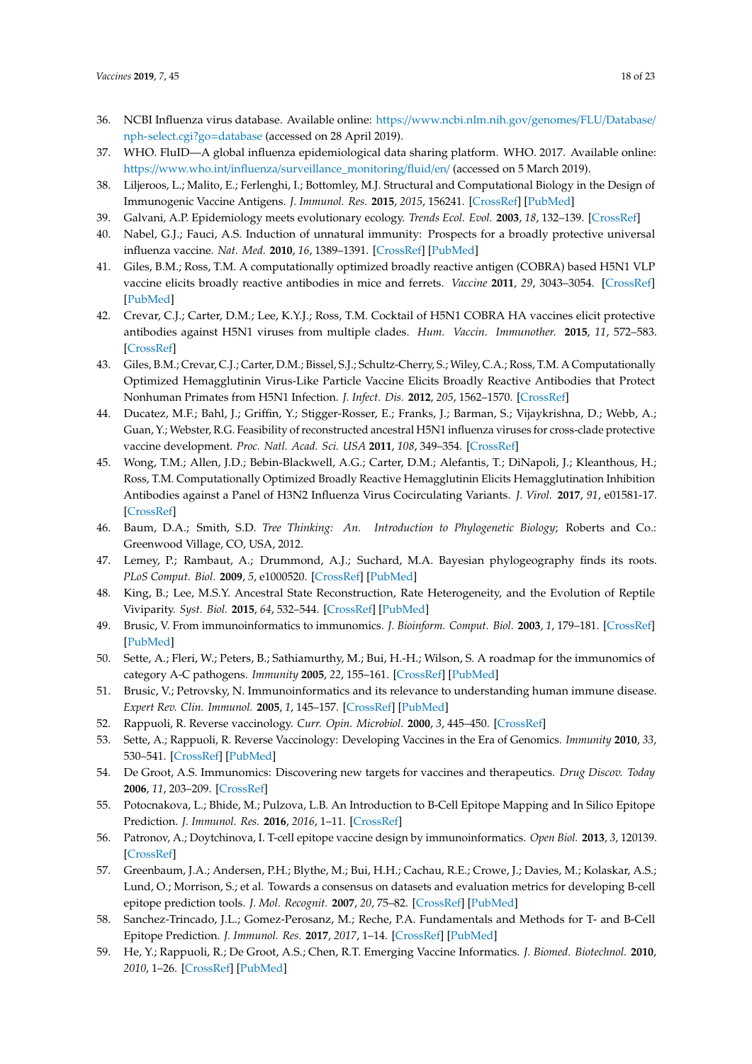36. NCBI Influenza virus database. Available online: https://www.ncbi.nlm.nih.gov/genomes/FLU/Database/nph-select.cgi?go=database (accessed on 28 April 2019).
37. WHO. FluID—A global influenza epidemiological data sharing platform. WHO. 2017. Available online: https://www.who.int/influenza/surveillance_monitoring/fluid/en/ (accessed on 5 March 2019).
38. Liljeroos, L.; Malito, E.; Ferlenghi, I.; Bottomley, M.J. Structural and Computational Biology in the Design of Immunogenic Vaccine Antigens. *J. Immunol. Res.* **2015**, *2015*, 156241. [CrossRef] [PubMed]
39. Galvani, A.P. Epidemiology meets evolutionary ecology. *Trends Ecol. Evol.* **2003**, *18*, 132–139. [CrossRef]
40. Nabel, G.J.; Fauci, A.S. Induction of unnatural immunity: Prospects for a broadly protective universal influenza vaccine. *Nat. Med.* **2010**, *16*, 1389–1391. [CrossRef] [PubMed]
41. Giles, B.M.; Ross, T.M. A computationally optimized broadly reactive antigen (COBRA) based H5N1 VLP vaccine elicits broadly reactive antibodies in mice and ferrets. *Vaccine* **2011**, *29*, 3043–3054. [CrossRef] [PubMed]
42. Crevar, C.J.; Carter, D.M.; Lee, K.Y.J.; Ross, T.M. Cocktail of H5N1 COBRA HA vaccines elicit protective antibodies against H5N1 viruses from multiple clades. *Hum. Vaccin. Immunother.* **2015**, *11*, 572–583. [CrossRef]
43. Giles, B.M.; Crevar, C.J.; Carter, D.M.; Bissel, S.J.; Schultz-Cherry, S.; Wiley, C.A.; Ross, T.M. A Computationally Optimized Hemagglutinin Virus-Like Particle Vaccine Elicits Broadly Reactive Antibodies that Protect Nonhuman Primates from H5N1 Infection. *J. Infect. Dis.* **2012**, *205*, 1562–1570. [CrossRef]
44. Ducatez, M.F.; Bahl, J.; Griffin, Y.; Stigger-Rosser, E.; Franks, J.; Barman, S.; Vijaykrishna, D.; Webb, A.; Guan, Y.; Webster, R.G. Feasibility of reconstructed ancestral H5N1 influenza viruses for cross-clade protective vaccine development. *Proc. Natl. Acad. Sci. USA* **2011**, *108*, 349–354. [CrossRef]
45. Wong, T.M.; Allen, J.D.; Bebin-Blackwell, A.G.; Carter, D.M.; Alefantis, T.; DiNapoli, J.; Kleanthous, H.; Ross, T.M. Computationally Optimized Broadly Reactive Hemagglutinin Elicits Hemagglutination Inhibition Antibodies against a Panel of H3N2 Influenza Virus Cocirculating Variants. *J. Virol.* **2017**, *91*, e01581-17. [CrossRef]
46. Baum, D.A.; Smith, S.D. *Tree Thinking: An. Introduction to Phylogenetic Biology*; Roberts and Co.: Greenwood Village, CO, USA, 2012.
47. Lemey, P.; Rambaut, A.; Drummond, A.J.; Suchard, M.A. Bayesian phylogeography finds its roots. *PLoS Comput. Biol.* **2009**, *5*, e1000520. [CrossRef] [PubMed]
48. King, B.; Lee, M.S.Y. Ancestral State Reconstruction, Rate Heterogeneity, and the Evolution of Reptile Viviparity. *Syst. Biol.* **2015**, *64*, 532–544. [CrossRef] [PubMed]
49. Brusic, V. From immunoinformatics to immunomics. *J. Bioinform. Comput. Biol.* **2003**, *1*, 179–181. [CrossRef] [PubMed]
50. Sette, A.; Fleri, W.; Peters, B.; Sathiamurthy, M.; Bui, H.-H.; Wilson, S. A roadmap for the immunomics of category A-C pathogens. *Immunity* **2005**, *22*, 155–161. [CrossRef] [PubMed]
51. Brusic, V.; Petrovsky, N. Immunoinformatics and its relevance to understanding human immune disease. *Expert Rev. Clin. Immunol.* **2005**, *1*, 145–157. [CrossRef] [PubMed]
52. Rappuoli, R. Reverse vaccinology. *Curr. Opin. Microbiol.* **2000**, *3*, 445–450. [CrossRef]
53. Sette, A.; Rappuoli, R. Reverse Vaccinology: Developing Vaccines in the Era of Genomics. *Immunity* **2010**, *33*, 530–541. [CrossRef] [PubMed]
54. De Groot, A.S. Immunomics: Discovering new targets for vaccines and therapeutics. *Drug Discov. Today* **2006**, *11*, 203–209. [CrossRef]
55. Potocnakova, L.; Bhide, M.; Pulzova, L.B. An Introduction to B-Cell Epitope Mapping and In Silico Epitope Prediction. *J. Immunol. Res.* **2016**, *2016*, 1–11. [CrossRef]
56. Patronov, A.; Doytchinova, I. T-cell epitope vaccine design by immunoinformatics. *Open Biol.* **2013**, *3*, 120139. [CrossRef]
57. Greenbaum, J.A.; Andersen, P.H.; Blythe, M.; Bui, H.H.; Cachau, R.E.; Crowe, J.; Davies, M.; Kolaskar, A.S.; Lund, O.; Morrison, S.; et al. Towards a consensus on datasets and evaluation metrics for developing B-cell epitope prediction tools. *J. Mol. Recognit.* **2007**, *20*, 75–82. [CrossRef] [PubMed]
58. Sanchez-Trincado, J.L.; Gomez-Perosanz, M.; Reche, P.A. Fundamentals and Methods for T- and B-Cell Epitope Prediction. *J. Immunol. Res.* **2017**, *2017*, 1–14. [CrossRef] [PubMed]
59. He, Y.; Rappuoli, R.; De Groot, A.S.; Chen, R.T. Emerging Vaccine Informatics. *J. Biomed. Biotechnol.* **2010**, *2010*, 1–26. [CrossRef] [PubMed]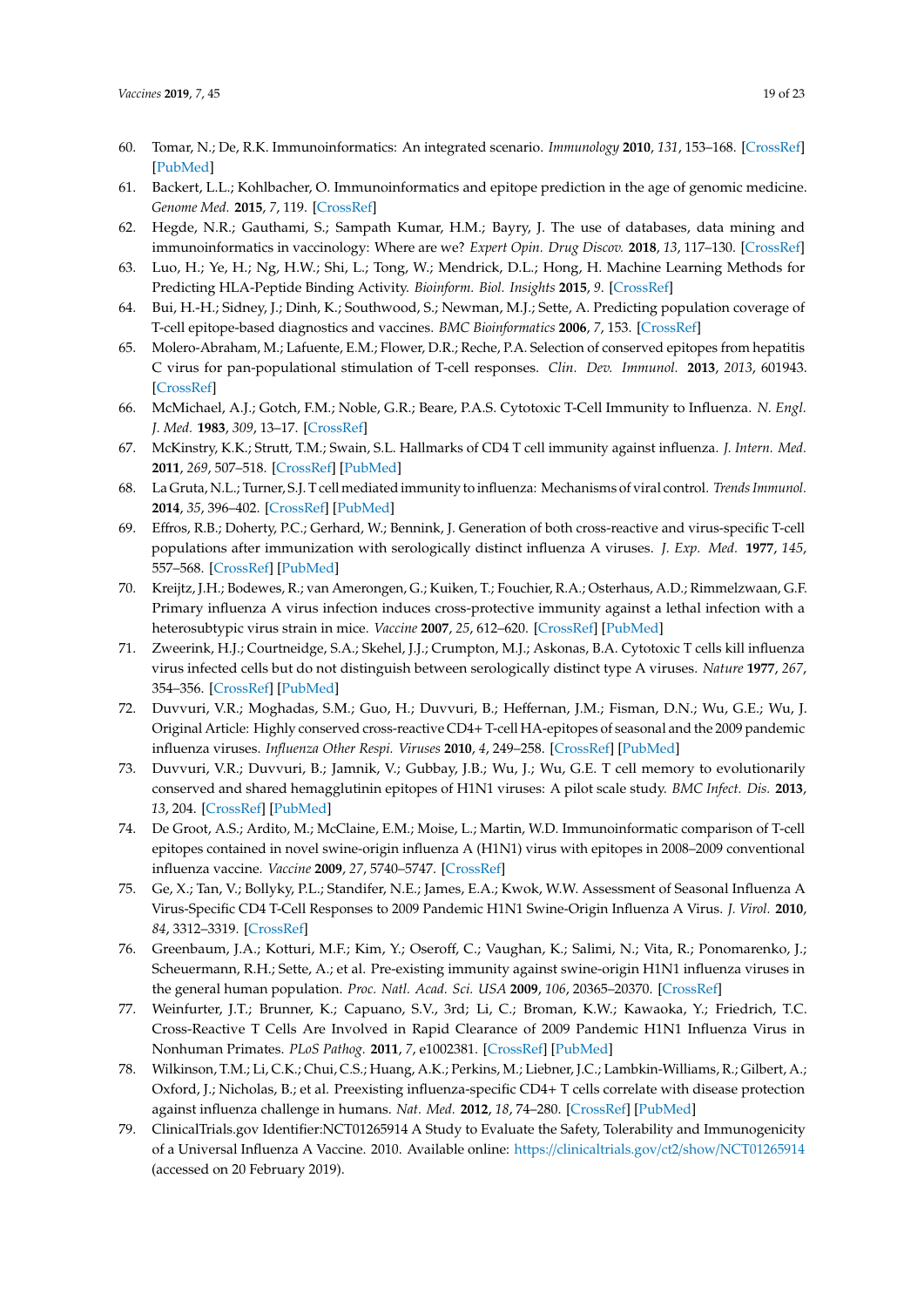60. Tomar, N.; De, R.K. Immunoinformatics: An integrated scenario. *Immunology* **2010**, *131*, 153–168. [CrossRef] [PubMed]
61. Backert, L.L.; Kohlbacher, O. Immunoinformatics and epitope prediction in the age of genomic medicine. *Genome Med.* **2015**, *7*, 119. [CrossRef]
62. Hegde, N.R.; Gauthami, S.; Sampath Kumar, H.M.; Bayry, J. The use of databases, data mining and immunoinformatics in vaccinology: Where are we? *Expert Opin. Drug Discov.* **2018**, *13*, 117–130. [CrossRef]
63. Luo, H.; Ye, H.; Ng, H.W.; Shi, L.; Tong, W.; Mendrick, D.L.; Hong, H. Machine Learning Methods for Predicting HLA-Peptide Binding Activity. *Bioinform. Biol. Insights* **2015**, *9*. [CrossRef]
64. Bui, H.-H.; Sidney, J.; Dinh, K.; Southwood, S.; Newman, M.J.; Sette, A. Predicting population coverage of T-cell epitope-based diagnostics and vaccines. *BMC Bioinformatics* **2006**, *7*, 153. [CrossRef]
65. Molero-Abraham, M.; Lafuente, E.M.; Flower, D.R.; Reche, P.A. Selection of conserved epitopes from hepatitis C virus for pan-populational stimulation of T-cell responses. *Clin. Dev. Immunol.* **2013**, *2013*, 601943. [CrossRef]
66. McMichael, A.J.; Gotch, F.M.; Noble, G.R.; Beare, P.A.S. Cytotoxic T-Cell Immunity to Influenza. *N. Engl. J. Med.* **1983**, *309*, 13–17. [CrossRef]
67. McKinstry, K.K.; Strutt, T.M.; Swain, S.L. Hallmarks of CD4 T cell immunity against influenza. *J. Intern. Med.* **2011**, *269*, 507–518. [CrossRef] [PubMed]
68. La Gruta, N.L.; Turner, S.J. T cell mediated immunity to influenza: Mechanisms of viral control. *Trends Immunol.* **2014**, *35*, 396–402. [CrossRef] [PubMed]
69. Effros, R.B.; Doherty, P.C.; Gerhard, W.; Bennink, J. Generation of both cross-reactive and virus-specific T-cell populations after immunization with serologically distinct influenza A viruses. *J. Exp. Med.* **1977**, *145*, 557–568. [CrossRef] [PubMed]
70. Kreijtz, J.H.; Bodewes, R.; van Amerongen, G.; Kuiken, T.; Fouchier, R.A.; Osterhaus, A.D.; Rimmelzwaan, G.F. Primary influenza A virus infection induces cross-protective immunity against a lethal infection with a heterosubtypic virus strain in mice. *Vaccine* **2007**, *25*, 612–620. [CrossRef] [PubMed]
71. Zweerink, H.J.; Courtneidge, S.A.; Skehel, J.J.; Crumpton, M.J.; Askonas, B.A. Cytotoxic T cells kill influenza virus infected cells but do not distinguish between serologically distinct type A viruses. *Nature* **1977**, *267*, 354–356. [CrossRef] [PubMed]
72. Duvvuri, V.R.; Moghadas, S.M.; Guo, H.; Duvvuri, B.; Heffernan, J.M.; Fisman, D.N.; Wu, G.E.; Wu, J. Original Article: Highly conserved cross-reactive CD4+ T-cell HA-epitopes of seasonal and the 2009 pandemic influenza viruses. *Influenza Other Respi. Viruses* **2010**, *4*, 249–258. [CrossRef] [PubMed]
73. Duvvuri, V.R.; Duvvuri, B.; Jamnik, V.; Gubbay, J.B.; Wu, J.; Wu, G.E. T cell memory to evolutionarily conserved and shared hemagglutinin epitopes of H1N1 viruses: A pilot scale study. *BMC Infect. Dis.* **2013**, *13*, 204. [CrossRef] [PubMed]
74. De Groot, A.S.; Ardito, M.; McClaine, E.M.; Moise, L.; Martin, W.D. Immunoinformatic comparison of T-cell epitopes contained in novel swine-origin influenza A (H1N1) virus with epitopes in 2008–2009 conventional influenza vaccine. *Vaccine* **2009**, *27*, 5740–5747. [CrossRef]
75. Ge, X.; Tan, V.; Bollyky, P.L.; Standifer, N.E.; James, E.A.; Kwok, W.W. Assessment of Seasonal Influenza A Virus-Specific CD4 T-Cell Responses to 2009 Pandemic H1N1 Swine-Origin Influenza A Virus. *J. Virol.* **2010**, *84*, 3312–3319. [CrossRef]
76. Greenbaum, J.A.; Kotturi, M.F.; Kim, Y.; Oseroff, C.; Vaughan, K.; Salimi, N.; Vita, R.; Ponomarenko, J.; Scheuermann, R.H.; Sette, A.; et al. Pre-existing immunity against swine-origin H1N1 influenza viruses in the general human population. *Proc. Natl. Acad. Sci. USA* **2009**, *106*, 20365–20370. [CrossRef]
77. Weinfurter, J.T.; Brunner, K.; Capuano, S.V., 3rd; Li, C.; Broman, K.W.; Kawaoka, Y.; Friedrich, T.C. Cross-Reactive T Cells Are Involved in Rapid Clearance of 2009 Pandemic H1N1 Influenza Virus in Nonhuman Primates. *PLoS Pathog.* **2011**, *7*, e1002381. [CrossRef] [PubMed]
78. Wilkinson, T.M.; Li, C.K.; Chui, C.S.; Huang, A.K.; Perkins, M.; Liebner, J.C.; Lambkin-Williams, R.; Gilbert, A.; Oxford, J.; Nicholas, B.; et al. Preexisting influenza-specific CD4+ T cells correlate with disease protection against influenza challenge in humans. *Nat. Med.* **2012**, *18*, 74–280. [CrossRef] [PubMed]
79. ClinicalTrials.gov Identifier:NCT01265914 A Study to Evaluate the Safety, Tolerability and Immunogenicity of a Universal Influenza A Vaccine. 2010. Available online: https://clinicaltrials.gov/ct2/show/NCT01265914 (accessed on 20 February 2019).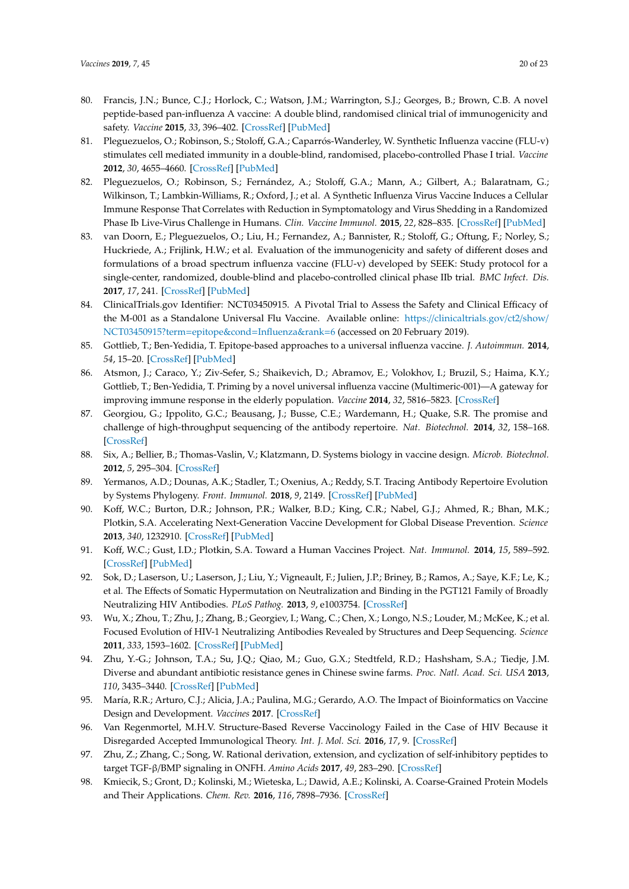80. Francis, J.N.; Bunce, C.J.; Horlock, C.; Watson, J.M.; Warrington, S.J.; Georges, B.; Brown, C.B. A novel peptide-based pan-influenza A vaccine: A double blind, randomised clinical trial of immunogenicity and safety. *Vaccine* **2015**, *33*, 396–402. [CrossRef] [PubMed]
81. Pleguezuelos, O.; Robinson, S.; Stoloff, G.A.; Caparrós-Wanderley, W. Synthetic Influenza vaccine (FLU-v) stimulates cell mediated immunity in a double-blind, randomised, placebo-controlled Phase I trial. *Vaccine* **2012**, *30*, 4655–4660. [CrossRef] [PubMed]
82. Pleguezuelos, O.; Robinson, S.; Fernández, A.; Stoloff, G.A.; Mann, A.; Gilbert, A.; Balaratnam, G.; Wilkinson, T.; Lambkin-Williams, R.; Oxford, J.; et al. A Synthetic Influenza Virus Vaccine Induces a Cellular Immune Response That Correlates with Reduction in Symptomatology and Virus Shedding in a Randomized Phase Ib Live-Virus Challenge in Humans. *Clin. Vaccine Immunol.* **2015**, *22*, 828–835. [CrossRef] [PubMed]
83. van Doorn, E.; Pleguezuelos, O.; Liu, H.; Fernandez, A.; Bannister, R.; Stoloff, G.; Oftung, F.; Norley, S.; Huckriede, A.; Frijlink, H.W.; et al. Evaluation of the immunogenicity and safety of different doses and formulations of a broad spectrum influenza vaccine (FLU-v) developed by SEEK: Study protocol for a single-center, randomized, double-blind and placebo-controlled clinical phase IIb trial. *BMC Infect. Dis.* **2017**, *17*, 241. [CrossRef] [PubMed]
84. ClinicalTrials.gov Identifier: NCT03450915. A Pivotal Trial to Assess the Safety and Clinical Efficacy of the M-001 as a Standalone Universal Flu Vaccine. Available online: https://clinicaltrials.gov/ct2/show/NCT03450915?term=epitope&cond=Influenza&rank=6 (accessed on 20 February 2019).
85. Gottlieb, T.; Ben-Yedidia, T. Epitope-based approaches to a universal influenza vaccine. *J. Autoimmun.* **2014**, *54*, 15–20. [CrossRef] [PubMed]
86. Atsmon, J.; Caraco, Y.; Ziv-Sefer, S.; Shaikevich, D.; Abramov, E.; Volokhov, I.; Bruzil, S.; Haima, K.Y.; Gottlieb, T.; Ben-Yedidia, T. Priming by a novel universal influenza vaccine (Multimeric-001)—A gateway for improving immune response in the elderly population. *Vaccine* **2014**, *32*, 5816–5823. [CrossRef]
87. Georgiou, G.; Ippolito, G.C.; Beausang, J.; Busse, C.E.; Wardemann, H.; Quake, S.R. The promise and challenge of high-throughput sequencing of the antibody repertoire. *Nat. Biotechnol.* **2014**, *32*, 158–168. [CrossRef]
88. Six, A.; Bellier, B.; Thomas-Vaslin, V.; Klatzmann, D. Systems biology in vaccine design. *Microb. Biotechnol.* **2012**, *5*, 295–304. [CrossRef]
89. Yermanos, A.D.; Dounas, A.K.; Stadler, T.; Oxenius, A.; Reddy, S.T. Tracing Antibody Repertoire Evolution by Systems Phylogeny. *Front. Immunol.* **2018**, *9*, 2149. [CrossRef] [PubMed]
90. Koff, W.C.; Burton, D.R.; Johnson, P.R.; Walker, B.D.; King, C.R.; Nabel, G.J.; Ahmed, R.; Bhan, M.K.; Plotkin, S.A. Accelerating Next-Generation Vaccine Development for Global Disease Prevention. *Science* **2013**, *340*, 1232910. [CrossRef] [PubMed]
91. Koff, W.C.; Gust, I.D.; Plotkin, S.A. Toward a Human Vaccines Project. *Nat. Immunol.* **2014**, *15*, 589–592. [CrossRef] [PubMed]
92. Sok, D.; Laserson, U.; Laserson, J.; Liu, Y.; Vigneault, F.; Julien, J.P.; Briney, B.; Ramos, A.; Saye, K.F.; Le, K.; et al. The Effects of Somatic Hypermutation on Neutralization and Binding in the PGT121 Family of Broadly Neutralizing HIV Antibodies. *PLoS Pathog.* **2013**, *9*, e1003754. [CrossRef]
93. Wu, X.; Zhou, T.; Zhu, J.; Zhang, B.; Georgiev, I.; Wang, C.; Chen, X.; Longo, N.S.; Louder, M.; McKee, K.; et al. Focused Evolution of HIV-1 Neutralizing Antibodies Revealed by Structures and Deep Sequencing. *Science* **2011**, *333*, 1593–1602. [CrossRef] [PubMed]
94. Zhu, Y.-G.; Johnson, T.A.; Su, J.Q.; Qiao, M.; Guo, G.X.; Stedtfeld, R.D.; Hashsham, S.A.; Tiedje, J.M. Diverse and abundant antibiotic resistance genes in Chinese swine farms. *Proc. Natl. Acad. Sci. USA* **2013**, *110*, 3435–3440. [CrossRef] [PubMed]
95. María, R.R.; Arturo, C.J.; Alicia, J.A.; Paulina, M.G.; Gerardo, A.O. The Impact of Bioinformatics on Vaccine Design and Development. *Vaccines* **2017**. [CrossRef]
96. Van Regenmortel, M.H.V. Structure-Based Reverse Vaccinology Failed in the Case of HIV Because it Disregarded Accepted Immunological Theory. *Int. J. Mol. Sci.* **2016**, *17*, 9. [CrossRef]
97. Zhu, Z.; Zhang, C.; Song, W. Rational derivation, extension, and cyclization of self-inhibitory peptides to target TGF-β/BMP signaling in ONFH. *Amino Acids* **2017**, *49*, 283–290. [CrossRef]
98. Kmiecik, S.; Gront, D.; Kolinski, M.; Wieteska, L.; Dawid, A.E.; Kolinski, A. Coarse-Grained Protein Models and Their Applications. *Chem. Rev.* **2016**, *116*, 7898–7936. [CrossRef]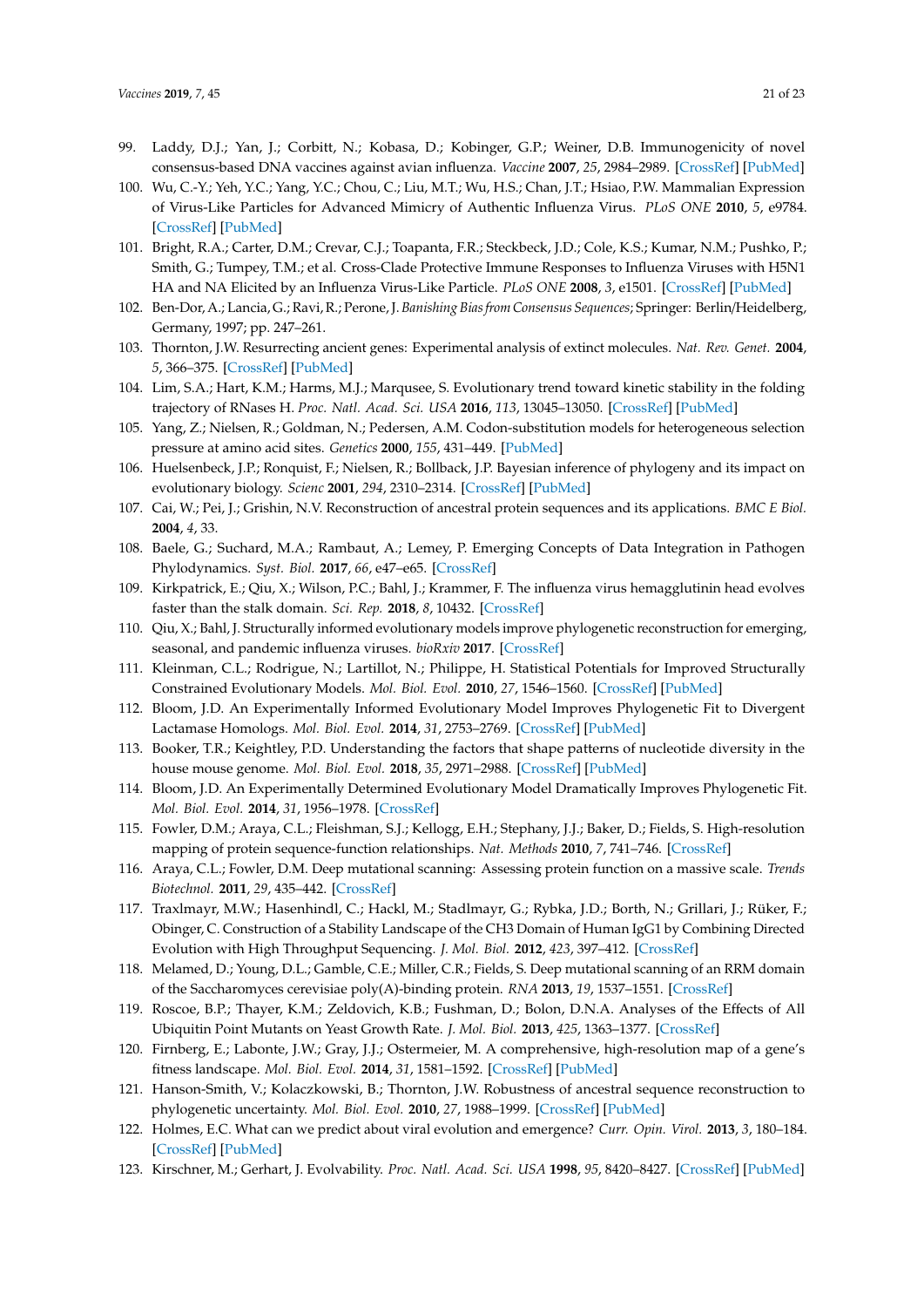99. Laddy, D.J.; Yan, J.; Corbitt, N.; Kobasa, D.; Kobinger, G.P.; Weiner, D.B. Immunogenicity of novel consensus-based DNA vaccines against avian influenza. *Vaccine* **2007**, *25*, 2984–2989. [CrossRef] [PubMed]
100. Wu, C.-Y.; Yeh, Y.C.; Yang, Y.C.; Chou, C.; Liu, M.T.; Wu, H.S.; Chan, J.T.; Hsiao, P.W. Mammalian Expression of Virus-Like Particles for Advanced Mimicry of Authentic Influenza Virus. *PLoS ONE* **2010**, *5*, e9784. [CrossRef] [PubMed]
101. Bright, R.A.; Carter, D.M.; Crevar, C.J.; Toapanta, F.R.; Steckbeck, J.D.; Cole, K.S.; Kumar, N.M.; Pushko, P.; Smith, G.; Tumpey, T.M.; et al. Cross-Clade Protective Immune Responses to Influenza Viruses with H5N1 HA and NA Elicited by an Influenza Virus-Like Particle. *PLoS ONE* **2008**, *3*, e1501. [CrossRef] [PubMed]
102. Ben-Dor, A.; Lancia, G.; Ravi, R.; Perone, J. *Banishing Bias from Consensus Sequences*; Springer: Berlin/Heidelberg, Germany, 1997; pp. 247–261.
103. Thornton, J.W. Resurrecting ancient genes: Experimental analysis of extinct molecules. *Nat. Rev. Genet.* **2004**, *5*, 366–375. [CrossRef] [PubMed]
104. Lim, S.A.; Hart, K.M.; Harms, M.J.; Marqusee, S. Evolutionary trend toward kinetic stability in the folding trajectory of RNases H. *Proc. Natl. Acad. Sci. USA* **2016**, *113*, 13045–13050. [CrossRef] [PubMed]
105. Yang, Z.; Nielsen, R.; Goldman, N.; Pedersen, A.M. Codon-substitution models for heterogeneous selection pressure at amino acid sites. *Genetics* **2000**, *155*, 431–449. [PubMed]
106. Huelsenbeck, J.P.; Ronquist, F.; Nielsen, R.; Bollback, J.P. Bayesian inference of phylogeny and its impact on evolutionary biology. *Scienc* **2001**, *294*, 2310–2314. [CrossRef] [PubMed]
107. Cai, W.; Pei, J.; Grishin, N.V. Reconstruction of ancestral protein sequences and its applications. *BMC E Biol.* **2004**, *4*, 33.
108. Baele, G.; Suchard, M.A.; Rambaut, A.; Lemey, P. Emerging Concepts of Data Integration in Pathogen Phylodynamics. *Syst. Biol.* **2017**, *66*, e47–e65. [CrossRef]
109. Kirkpatrick, E.; Qiu, X.; Wilson, P.C.; Bahl, J.; Krammer, F. The influenza virus hemagglutinin head evolves faster than the stalk domain. *Sci. Rep.* **2018**, *8*, 10432. [CrossRef]
110. Qiu, X.; Bahl, J. Structurally informed evolutionary models improve phylogenetic reconstruction for emerging, seasonal, and pandemic influenza viruses. *bioRxiv* **2017**. [CrossRef]
111. Kleinman, C.L.; Rodrigue, N.; Lartillot, N.; Philippe, H. Statistical Potentials for Improved Structurally Constrained Evolutionary Models. *Mol. Biol. Evol.* **2010**, *27*, 1546–1560. [CrossRef] [PubMed]
112. Bloom, J.D. An Experimentally Informed Evolutionary Model Improves Phylogenetic Fit to Divergent Lactamase Homologs. *Mol. Biol. Evol.* **2014**, *31*, 2753–2769. [CrossRef] [PubMed]
113. Booker, T.R.; Keightley, P.D. Understanding the factors that shape patterns of nucleotide diversity in the house mouse genome. *Mol. Biol. Evol.* **2018**, *35*, 2971–2988. [CrossRef] [PubMed]
114. Bloom, J.D. An Experimentally Determined Evolutionary Model Dramatically Improves Phylogenetic Fit. *Mol. Biol. Evol.* **2014**, *31*, 1956–1978. [CrossRef]
115. Fowler, D.M.; Araya, C.L.; Fleishman, S.J.; Kellogg, E.H.; Stephany, J.J.; Baker, D.; Fields, S. High-resolution mapping of protein sequence-function relationships. *Nat. Methods* **2010**, *7*, 741–746. [CrossRef]
116. Araya, C.L.; Fowler, D.M. Deep mutational scanning: Assessing protein function on a massive scale. *Trends Biotechnol.* **2011**, *29*, 435–442. [CrossRef]
117. Traxlmayr, M.W.; Hasenhindl, C.; Hackl, M.; Stadlmayr, G.; Rybka, J.D.; Borth, N.; Grillari, J.; Rüker, F.; Obinger, C. Construction of a Stability Landscape of the CH3 Domain of Human IgG1 by Combining Directed Evolution with High Throughput Sequencing. *J. Mol. Biol.* **2012**, *423*, 397–412. [CrossRef]
118. Melamed, D.; Young, D.L.; Gamble, C.E.; Miller, C.R.; Fields, S. Deep mutational scanning of an RRM domain of the Saccharomyces cerevisiae poly(A)-binding protein. *RNA* **2013**, *19*, 1537–1551. [CrossRef]
119. Roscoe, B.P.; Thayer, K.M.; Zeldovich, K.B.; Fushman, D.; Bolon, D.N.A. Analyses of the Effects of All Ubiquitin Point Mutants on Yeast Growth Rate. *J. Mol. Biol.* **2013**, *425*, 1363–1377. [CrossRef]
120. Firnberg, E.; Labonte, J.W.; Gray, J.J.; Ostermeier, M. A comprehensive, high-resolution map of a gene's fitness landscape. *Mol. Biol. Evol.* **2014**, *31*, 1581–1592. [CrossRef] [PubMed]
121. Hanson-Smith, V.; Kolaczkowski, B.; Thornton, J.W. Robustness of ancestral sequence reconstruction to phylogenetic uncertainty. *Mol. Biol. Evol.* **2010**, *27*, 1988–1999. [CrossRef] [PubMed]
122. Holmes, E.C. What can we predict about viral evolution and emergence? *Curr. Opin. Virol.* **2013**, *3*, 180–184. [CrossRef] [PubMed]
123. Kirschner, M.; Gerhart, J. Evolvability. *Proc. Natl. Acad. Sci. USA* **1998**, *95*, 8420–8427. [CrossRef] [PubMed]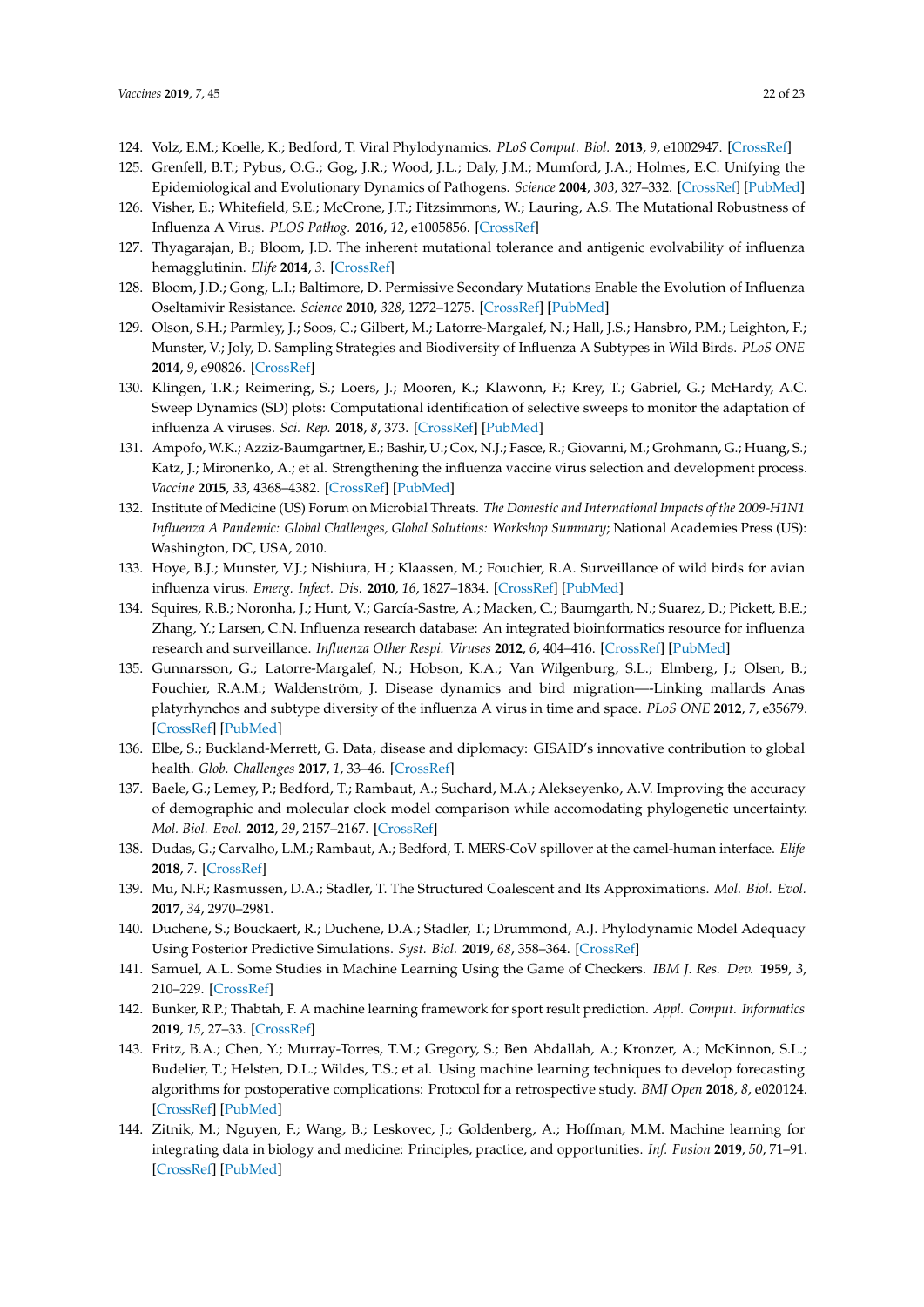124. Volz, E.M.; Koelle, K.; Bedford, T. Viral Phylodynamics. *PLoS Comput. Biol.* **2013**, *9*, e1002947. [CrossRef]
125. Grenfell, B.T.; Pybus, O.G.; Gog, J.R.; Wood, J.L.; Daly, J.M.; Mumford, J.A.; Holmes, E.C. Unifying the Epidemiological and Evolutionary Dynamics of Pathogens. *Science* **2004**, *303*, 327–332. [CrossRef] [PubMed]
126. Visher, E.; Whitefield, S.E.; McCrone, J.T.; Fitzsimmons, W.; Lauring, A.S. The Mutational Robustness of Influenza A Virus. *PLOS Pathog.* **2016**, *12*, e1005856. [CrossRef]
127. Thyagarajan, B.; Bloom, J.D. The inherent mutational tolerance and antigenic evolvability of influenza hemagglutinin. *Elife* **2014**, *3*. [CrossRef]
128. Bloom, J.D.; Gong, L.I.; Baltimore, D. Permissive Secondary Mutations Enable the Evolution of Influenza Oseltamivir Resistance. *Science* **2010**, *328*, 1272–1275. [CrossRef] [PubMed]
129. Olson, S.H.; Parmley, J.; Soos, C.; Gilbert, M.; Latorre-Margalef, N.; Hall, J.S.; Hansbro, P.M.; Leighton, F.; Munster, V.; Joly, D. Sampling Strategies and Biodiversity of Influenza A Subtypes in Wild Birds. *PLoS ONE* **2014**, *9*, e90826. [CrossRef]
130. Klingen, T.R.; Reimering, S.; Loers, J.; Mooren, K.; Klawonn, F.; Krey, T.; Gabriel, G.; McHardy, A.C. Sweep Dynamics (SD) plots: Computational identification of selective sweeps to monitor the adaptation of influenza A viruses. *Sci. Rep.* **2018**, *8*, 373. [CrossRef] [PubMed]
131. Ampofo, W.K.; Azziz-Baumgartner, E.; Bashir, U.; Cox, N.J.; Fasce, R.; Giovanni, M.; Grohmann, G.; Huang, S.; Katz, J.; Mironenko, A.; et al. Strengthening the influenza vaccine virus selection and development process. *Vaccine* **2015**, *33*, 4368–4382. [CrossRef] [PubMed]
132. Institute of Medicine (US) Forum on Microbial Threats. *The Domestic and International Impacts of the 2009-H1N1 Influenza A Pandemic: Global Challenges, Global Solutions: Workshop Summary*; National Academies Press (US): Washington, DC, USA, 2010.
133. Hoye, B.J.; Munster, V.J.; Nishiura, H.; Klaassen, M.; Fouchier, R.A. Surveillance of wild birds for avian influenza virus. *Emerg. Infect. Dis.* **2010**, *16*, 1827–1834. [CrossRef] [PubMed]
134. Squires, R.B.; Noronha, J.; Hunt, V.; García-Sastre, A.; Macken, C.; Baumgarth, N.; Suarez, D.; Pickett, B.E.; Zhang, Y.; Larsen, C.N. Influenza research database: An integrated bioinformatics resource for influenza research and surveillance. *Influenza Other Respi. Viruses* **2012**, *6*, 404–416. [CrossRef] [PubMed]
135. Gunnarsson, G.; Latorre-Margalef, N.; Hobson, K.A.; Van Wilgenburg, S.L.; Elmberg, J.; Olsen, B.; Fouchier, R.A.M.; Waldenström, J. Disease dynamics and bird migration—-Linking mallards Anas platyrhynchos and subtype diversity of the influenza A virus in time and space. *PLoS ONE* **2012**, *7*, e35679. [CrossRef] [PubMed]
136. Elbe, S.; Buckland-Merrett, G. Data, disease and diplomacy: GISAID's innovative contribution to global health. *Glob. Challenges* **2017**, *1*, 33–46. [CrossRef]
137. Baele, G.; Lemey, P.; Bedford, T.; Rambaut, A.; Suchard, M.A.; Alekseyenko, A.V. Improving the accuracy of demographic and molecular clock model comparison while accomodating phylogenetic uncertainty. *Mol. Biol. Evol.* **2012**, *29*, 2157–2167. [CrossRef]
138. Dudas, G.; Carvalho, L.M.; Rambaut, A.; Bedford, T. MERS-CoV spillover at the camel-human interface. *Elife* **2018**, *7*. [CrossRef]
139. Mu, N.F.; Rasmussen, D.A.; Stadler, T. The Structured Coalescent and Its Approximations. *Mol. Biol. Evol.* **2017**, *34*, 2970–2981.
140. Duchene, S.; Bouckaert, R.; Duchene, D.A.; Stadler, T.; Drummond, A.J. Phylodynamic Model Adequacy Using Posterior Predictive Simulations. *Syst. Biol.* **2019**, *68*, 358–364. [CrossRef]
141. Samuel, A.L. Some Studies in Machine Learning Using the Game of Checkers. *IBM J. Res. Dev.* **1959**, *3*, 210–229. [CrossRef]
142. Bunker, R.P.; Thabtah, F. A machine learning framework for sport result prediction. *Appl. Comput. Informatics* **2019**, *15*, 27–33. [CrossRef]
143. Fritz, B.A.; Chen, Y.; Murray-Torres, T.M.; Gregory, S.; Ben Abdallah, A.; Kronzer, A.; McKinnon, S.L.; Budelier, T.; Helsten, D.L.; Wildes, T.S.; et al. Using machine learning techniques to develop forecasting algorithms for postoperative complications: Protocol for a retrospective study. *BMJ Open* **2018**, *8*, e020124. [CrossRef] [PubMed]
144. Zitnik, M.; Nguyen, F.; Wang, B.; Leskovec, J.; Goldenberg, A.; Hoffman, M.M. Machine learning for integrating data in biology and medicine: Principles, practice, and opportunities. *Inf. Fusion* **2019**, *50*, 71–91. [CrossRef] [PubMed]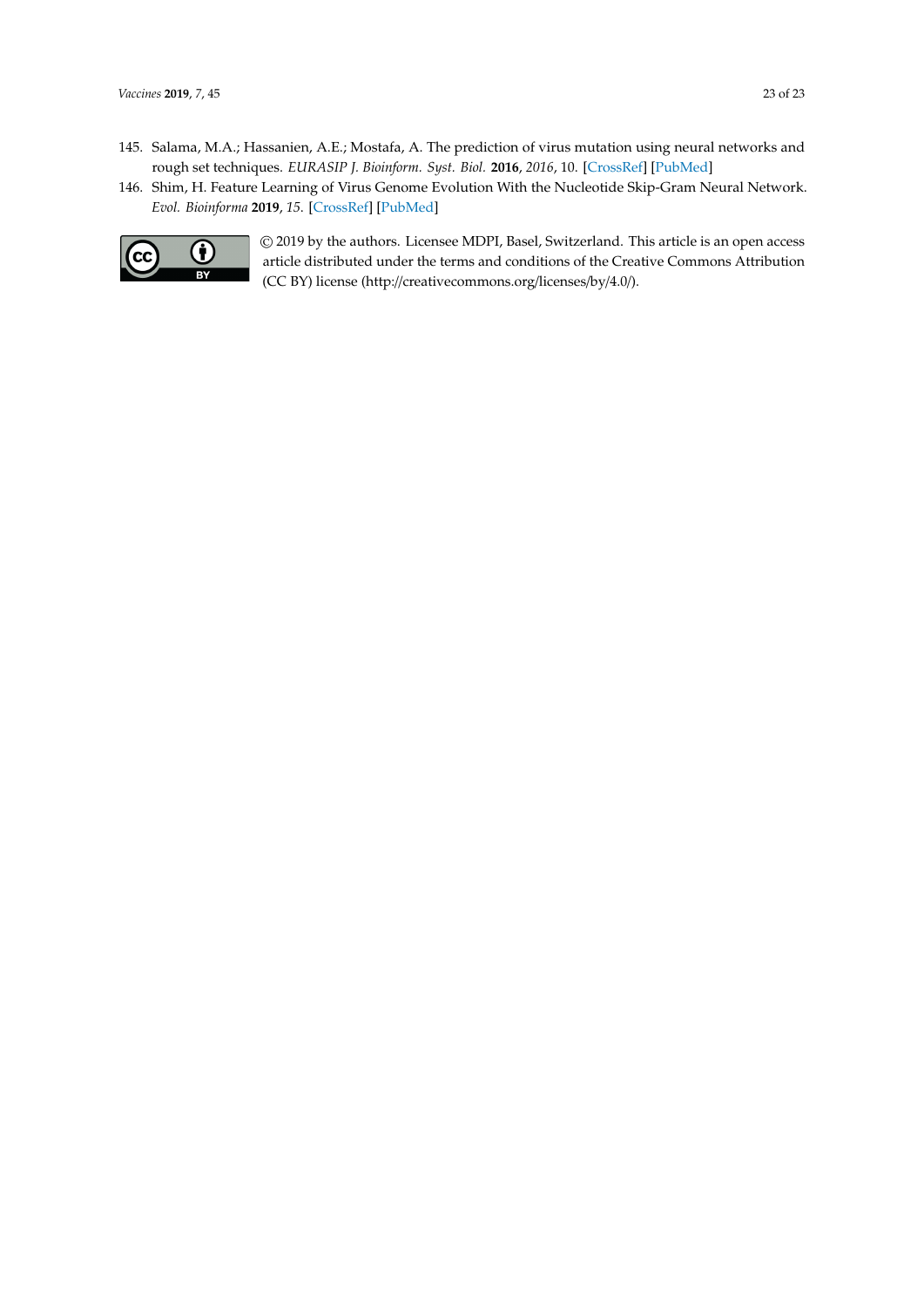145. Salama, M.A.; Hassanien, A.E.; Mostafa, A. The prediction of virus mutation using neural networks and rough set techniques. *EURASIP J. Bioinform. Syst. Biol.* **2016**, *2016*, 10. [CrossRef] [PubMed]
146. Shim, H. Feature Learning of Virus Genome Evolution With the Nucleotide Skip-Gram Neural Network. *Evol. Bioinforma* **2019**, *15*. [CrossRef] [PubMed]

© 2019 by the authors. Licensee MDPI, Basel, Switzerland. This article is an open access article distributed under the terms and conditions of the Creative Commons Attribution (CC BY) license (http://creativecommons.org/licenses/by/4.0/).